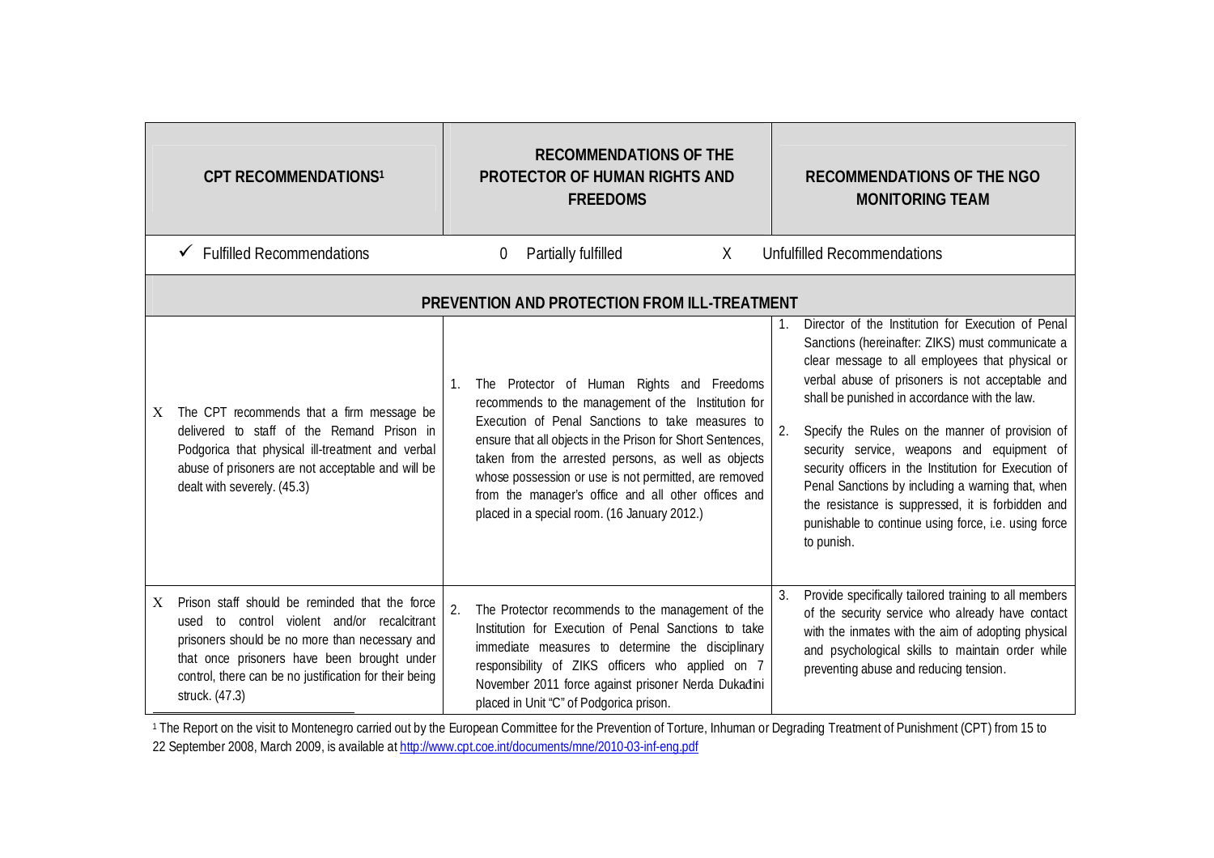| CPT RECOMMENDATIONS[1] | RECOMMENDATIONS OF THE PROTECTOR OF HUMAN RIGHTS AND FREEDOMS | RECOMMENDATIONS OF THE NGO MONITORING TEAM |
|---|---|---|
| ✓ Fulfilled Recommendations | 0 Partially fulfilled | X Unfulfilled Recommendations |
| **PREVENTION AND PROTECTION FROM ILL-TREATMENT** | | |
| X The CPT recommends that a firm message be delivered to staff of the Remand Prison in Podgorica that physical ill-treatment and verbal abuse of prisoners are not acceptable and will be dealt with severely. (45.3) | 1. The Protector of Human Rights and Freedoms recommends to the management of the Institution for Execution of Penal Sanctions to take measures to ensure that all objects in the Prison for Short Sentences, taken from the arrested persons, as well as objects whose possession or use is not permitted, are removed from the manager's office and all other offices and placed in a special room. (16 January 2012.) | 1. Director of the Institution for Execution of Penal Sanctions (hereinafter: ZIKS) must communicate a clear message to all employees that physical or verbal abuse of prisoners is not acceptable and shall be punished in accordance with the law.<br>2. Specify the Rules on the manner of provision of security service, weapons and equipment of security officers in the Institution for Execution of Penal Sanctions by including a warning that, when the resistance is suppressed, it is forbidden and punishable to continue using force, i.e. using force to punish. |
| X Prison staff should be reminded that the force used to control violent and/or recalcitrant prisoners should be no more than necessary and that once prisoners have been brought under control, there can be no justification for their being struck. (47.3) | 2. The Protector recommends to the management of the Institution for Execution of Penal Sanctions to take immediate measures to determine the disciplinary responsibility of ZIKS officers who applied on 7 November 2011 force against prisoner Nerda Dukadini placed in Unit "C" of Podgorica prison. | 3. Provide specifically tailored training to all members of the security service who already have contact with the inmates with the aim of adopting physical and psychological skills to maintain order while preventing abuse and reducing tension. |

[1] The Report on the visit to Montenegro carried out by the European Committee for the Prevention of Torture, Inhuman or Degrading Treatment of Punishment (CPT) from 15 to 22 September 2008, March 2009, is available at http://www.cpt.coe.int/documents/mne/2010-03-inf-eng.pdf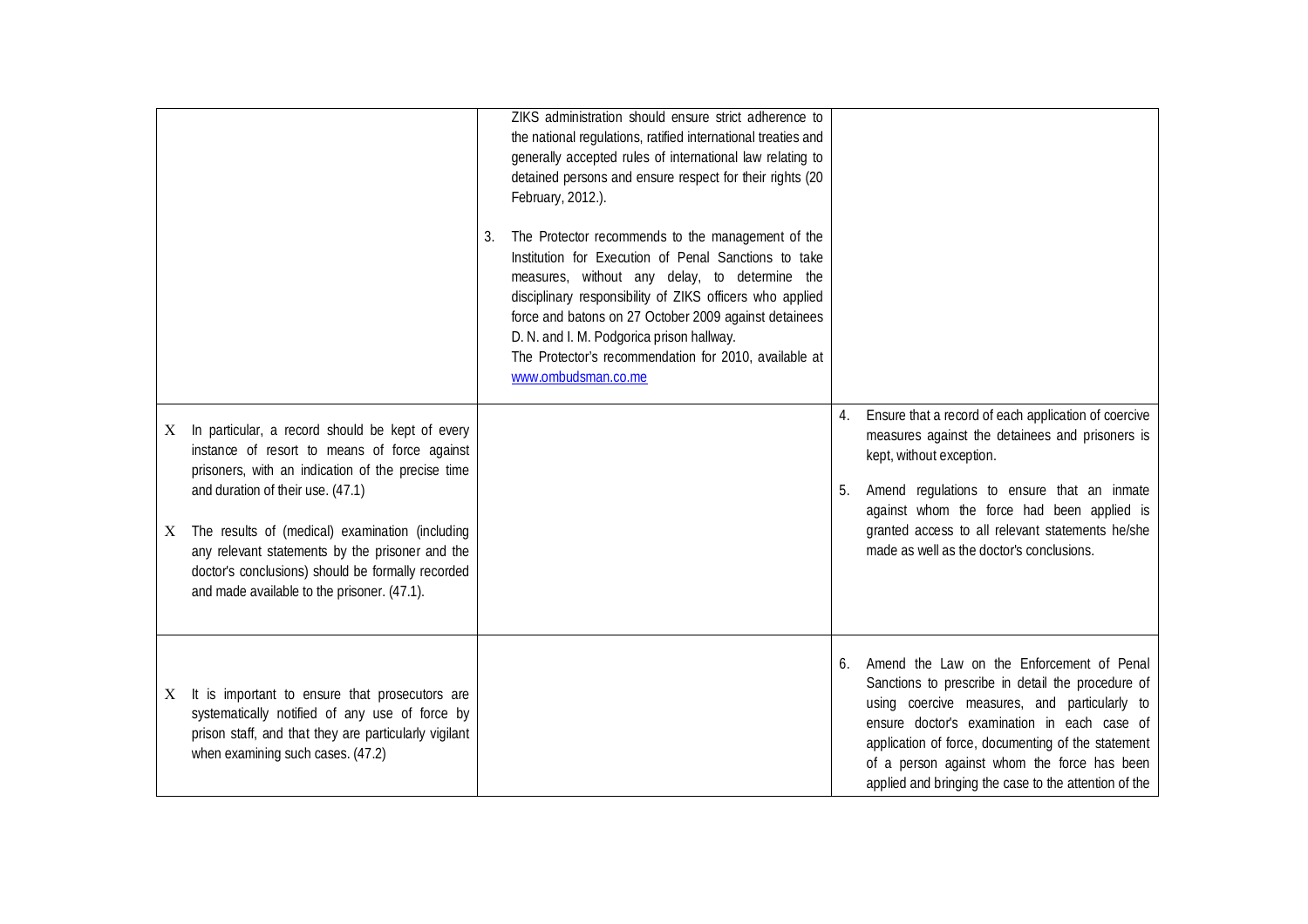| | | |
|---|---|---|
| | ZIKS administration should ensure strict adherence to the national regulations, ratified international treaties and generally accepted rules of international law relating to detained persons and ensure respect for their rights (20 February, 2012.).<br><br>3. The Protector recommends to the management of the Institution for Execution of Penal Sanctions to take measures, without any delay, to determine the disciplinary responsibility of ZIKS officers who applied force and batons on 27 October 2009 against detainees D. N. and I. M. Podgorica prison hallway.<br>The Protector's recommendation for 2010, available at www.ombudsman.co.me | |
| X In particular, a record should be kept of every instance of resort to means of force against prisoners, with an indication of the precise time and duration of their use. (47.1)<br><br>X The results of (medical) examination (including any relevant statements by the prisoner and the doctor's conclusions) should be formally recorded and made available to the prisoner. (47.1). | | 4. Ensure that a record of each application of coercive measures against the detainees and prisoners is kept, without exception.<br><br>5. Amend regulations to ensure that an inmate against whom the force had been applied is granted access to all relevant statements he/she made as well as the doctor's conclusions. |
| X It is important to ensure that prosecutors are systematically notified of any use of force by prison staff, and that they are particularly vigilant when examining such cases. (47.2) | | 6. Amend the Law on the Enforcement of Penal Sanctions to prescribe in detail the procedure of using coercive measures, and particularly to ensure doctor's examination in each case of application of force, documenting of the statement of a person against whom the force has been applied and bringing the case to the attention of the |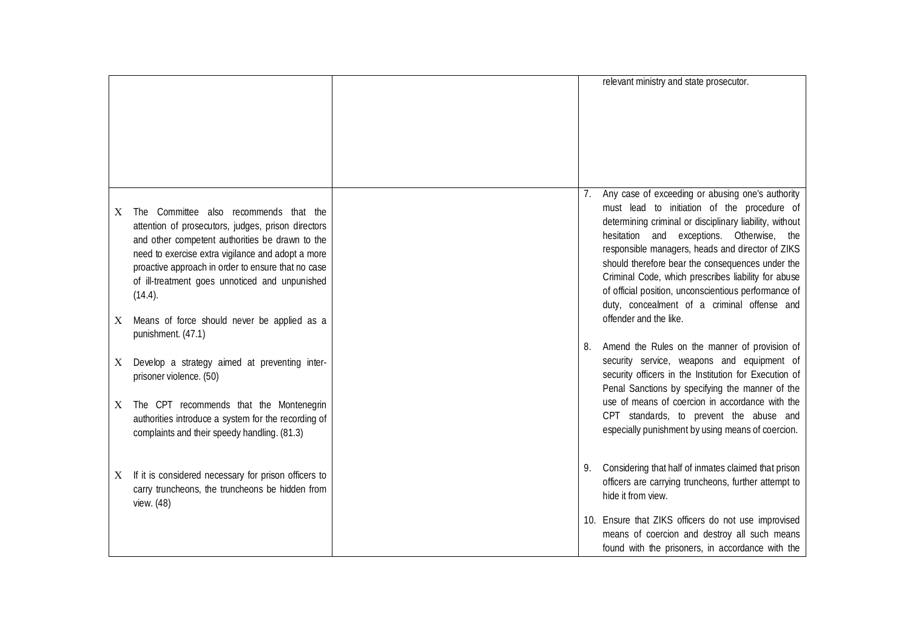| | | |
|---|---|---|
| | | relevant ministry and state prosecutor. |
| X The Committee also recommends that the attention of prosecutors, judges, prison directors and other competent authorities be drawn to the need to exercise extra vigilance and adopt a more proactive approach in order to ensure that no case of ill-treatment goes unnoticed and unpunished (14.4).<br><br>X Means of force should never be applied as a punishment. (47.1)<br><br>X Develop a strategy aimed at preventing inter-prisoner violence. (50)<br><br>X The CPT recommends that the Montenegrin authorities introduce a system for the recording of complaints and their speedy handling. (81.3)<br><br>X If it is considered necessary for prison officers to carry truncheons, the truncheons be hidden from view. (48) | | 7. Any case of exceeding or abusing one's authority must lead to initiation of the procedure of determining criminal or disciplinary liability, without hesitation and exceptions. Otherwise, the responsible managers, heads and director of ZIKS should therefore bear the consequences under the Criminal Code, which prescribes liability for abuse of official position, unconscientious performance of duty, concealment of a criminal offense and offender and the like.<br><br>8. Amend the Rules on the manner of provision of security service, weapons and equipment of security officers in the Institution for Execution of Penal Sanctions by specifying the manner of the use of means of coercion in accordance with the CPT standards, to prevent the abuse and especially punishment by using means of coercion.<br><br>9. Considering that half of inmates claimed that prison officers are carrying truncheons, further attempt to hide it from view.<br><br>10. Ensure that ZIKS officers do not use improvised means of coercion and destroy all such means found with the prisoners, in accordance with the |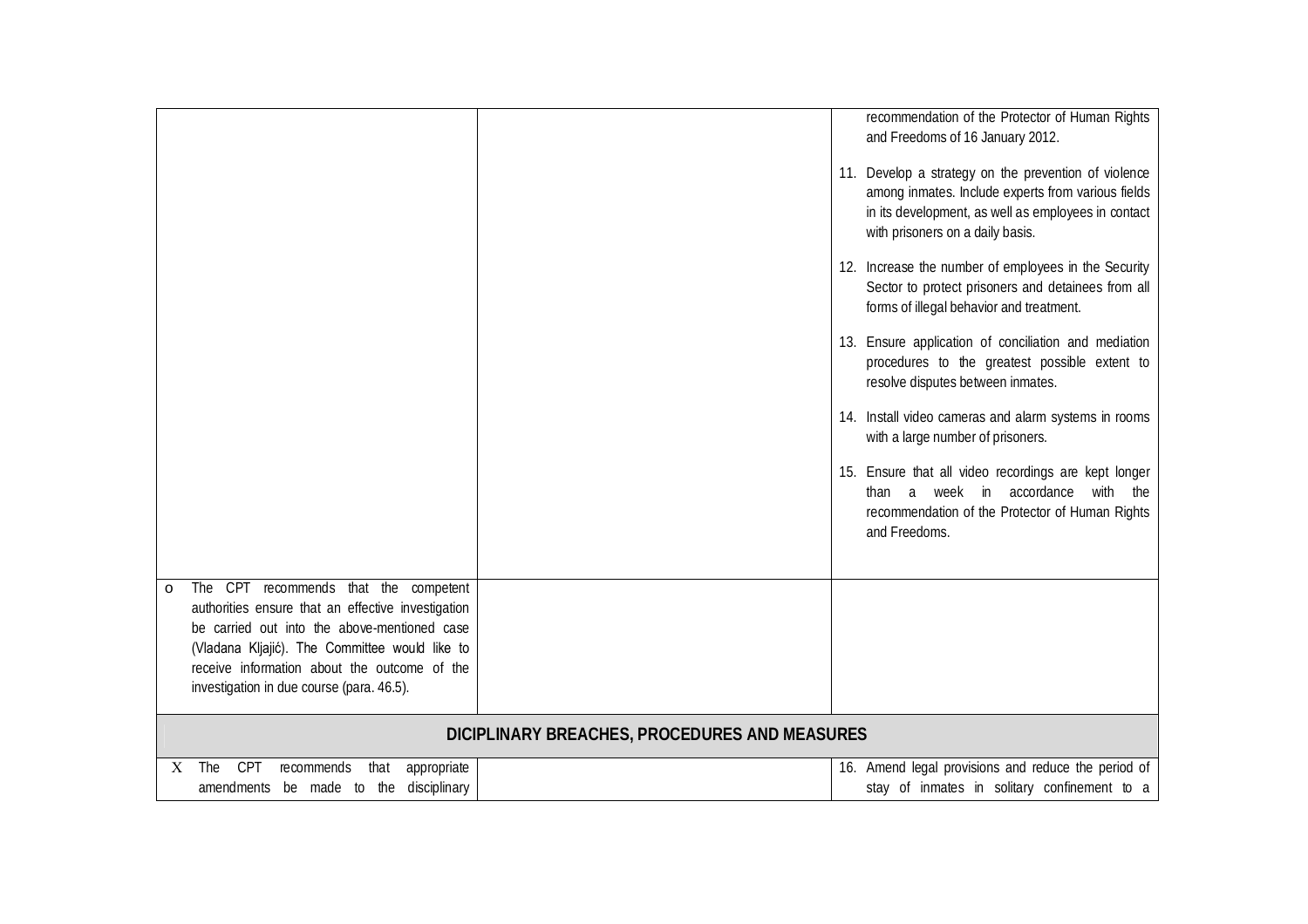| | | |
|---|---|---|
| | | recommendation of the Protector of Human Rights and Freedoms of 16 January 2012.<br><br>11. Develop a strategy on the prevention of violence among inmates. Include experts from various fields in its development, as well as employees in contact with prisoners on a daily basis.<br><br>12. Increase the number of employees in the Security Sector to protect prisoners and detainees from all forms of illegal behavior and treatment.<br><br>13. Ensure application of conciliation and mediation procedures to the greatest possible extent to resolve disputes between inmates.<br><br>14. Install video cameras and alarm systems in rooms with a large number of prisoners.<br><br>15. Ensure that all video recordings are kept longer than a week in accordance with the recommendation of the Protector of Human Rights and Freedoms. |
| o The CPT recommends that the competent authorities ensure that an effective investigation be carried out into the above-mentioned case (Vladana Kljajić). The Committee would like to receive information about the outcome of the investigation in due course (para. 46.5). | | |
| **DICIPLINARY BREACHES, PROCEDURES AND MEASURES** | | |
| X The CPT recommends that appropriate amendments be made to the disciplinary | | 16. Amend legal provisions and reduce the period of stay of inmates in solitary confinement to a |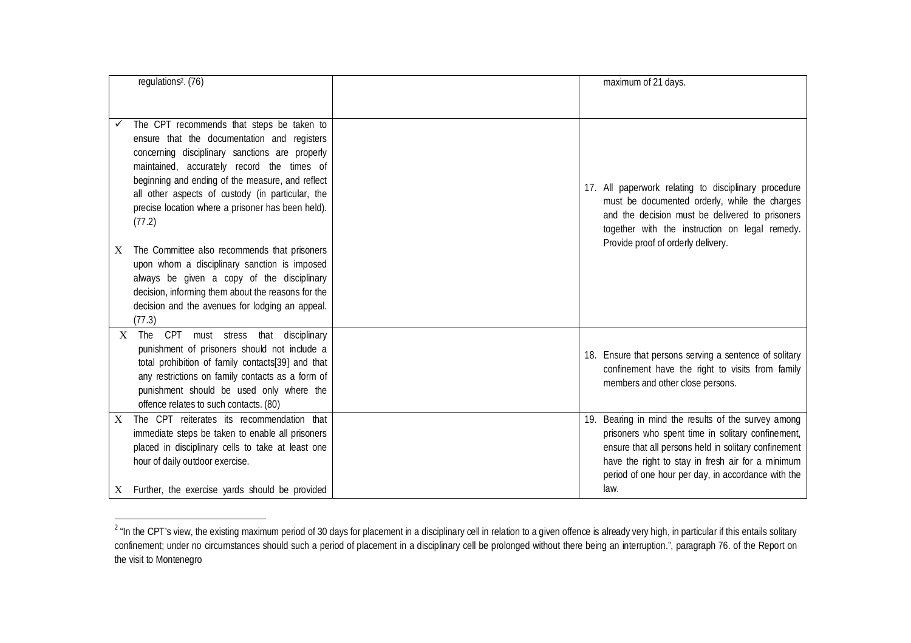| | | |
|---|---|---|
| regulations[2]. (76) | | maximum of 21 days. |
| ✓ The CPT recommends that steps be taken to ensure that the documentation and registers concerning disciplinary sanctions are properly maintained, accurately record the times of beginning and ending of the measure, and reflect all other aspects of custody (in particular, the precise location where a prisoner has been held). (77.2)<br><br>X The Committee also recommends that prisoners upon whom a disciplinary sanction is imposed always be given a copy of the disciplinary decision, informing them about the reasons for the decision and the avenues for lodging an appeal. (77.3) | | 17. All paperwork relating to disciplinary procedure must be documented orderly, while the charges and the decision must be delivered to prisoners together with the instruction on legal remedy. Provide proof of orderly delivery. |
| X The CPT must stress that disciplinary punishment of prisoners should not include a total prohibition of family contacts[39] and that any restrictions on family contacts as a form of punishment should be used only where the offence relates to such contacts. (80) | | 18. Ensure that persons serving a sentence of solitary confinement have the right to visits from family members and other close persons. |
| X The CPT reiterates its recommendation that immediate steps be taken to enable all prisoners placed in disciplinary cells to take at least one hour of daily outdoor exercise.<br><br>X Further, the exercise yards should be provided | | 19. Bearing in mind the results of the survey among prisoners who spent time in solitary confinement, ensure that all persons held in solitary confinement have the right to stay in fresh air for a minimum period of one hour per day, in accordance with the law. |

[2] "In the CPT's view, the existing maximum period of 30 days for placement in a disciplinary cell in relation to a given offence is already very high, in particular if this entails solitary confinement; under no circumstances should such a period of placement in a disciplinary cell be prolonged without there being an interruption.", paragraph 76. of the Report on the visit to Montenegro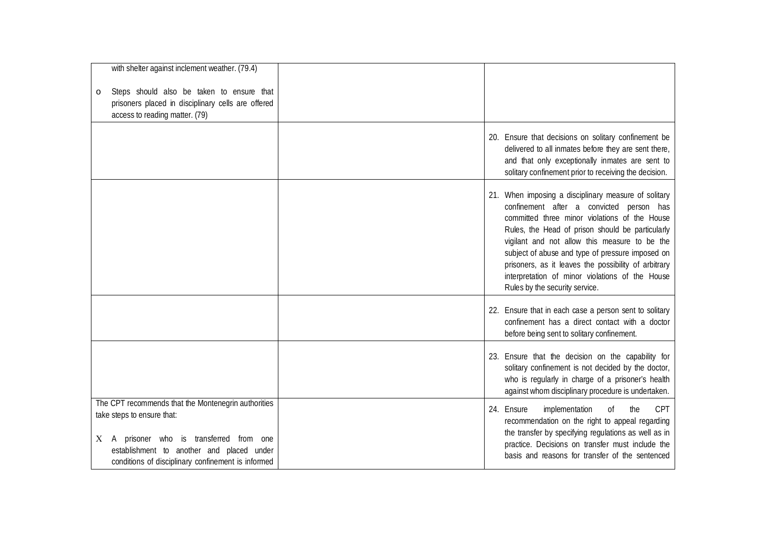| | | |
|---|---|---|
| with shelter against inclement weather. (79.4)<br><br>o Steps should also be taken to ensure that prisoners placed in disciplinary cells are offered access to reading matter. (79) | | |
| | | 20. Ensure that decisions on solitary confinement be delivered to all inmates before they are sent there, and that only exceptionally inmates are sent to solitary confinement prior to receiving the decision. |
| | | 21. When imposing a disciplinary measure of solitary confinement after a convicted person has committed three minor violations of the House Rules, the Head of prison should be particularly vigilant and not allow this measure to be the subject of abuse and type of pressure imposed on prisoners, as it leaves the possibility of arbitrary interpretation of minor violations of the House Rules by the security service. |
| | | 22. Ensure that in each case a person sent to solitary confinement has a direct contact with a doctor before being sent to solitary confinement. |
| | | 23. Ensure that the decision on the capability for solitary confinement is not decided by the doctor, who is regularly in charge of a prisoner's health against whom disciplinary procedure is undertaken. |
| The CPT recommends that the Montenegrin authorities take steps to ensure that:<br><br>X A prisoner who is transferred from one establishment to another and placed under conditions of disciplinary confinement is informed | | 24. Ensure implementation of the CPT recommendation on the right to appeal regarding the transfer by specifying regulations as well as in practice. Decisions on transfer must include the basis and reasons for transfer of the sentenced |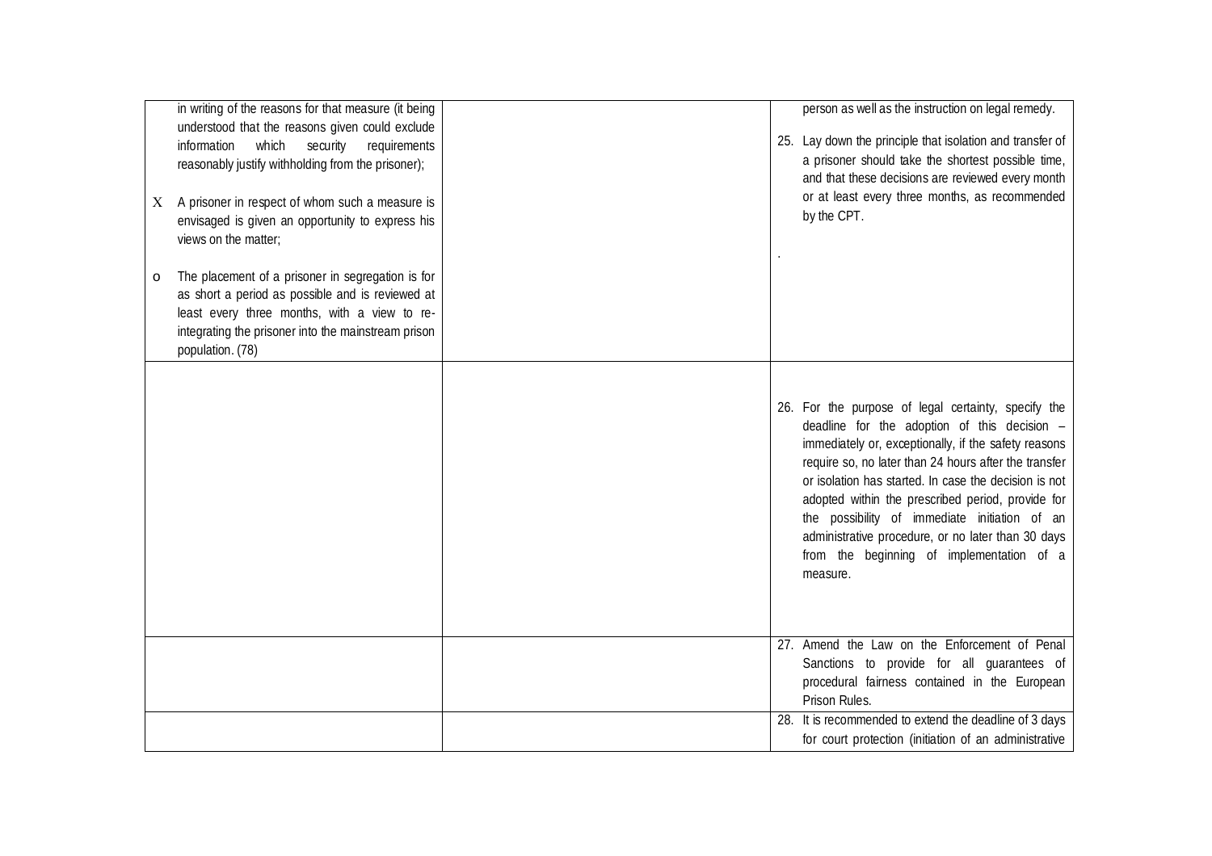| | | |
|---|---|---|
| in writing of the reasons for that measure (it being understood that the reasons given could exclude information which security requirements reasonably justify withholding from the prisoner);<br><br>X A prisoner in respect of whom such a measure is envisaged is given an opportunity to express his views on the matter;<br><br>o The placement of a prisoner in segregation is for as short a period as possible and is reviewed at least every three months, with a view to re-integrating the prisoner into the mainstream prison population. (78) | | person as well as the instruction on legal remedy.<br><br>25. Lay down the principle that isolation and transfer of a prisoner should take the shortest possible time, and that these decisions are reviewed every month or at least every three months, as recommended by the CPT.<br><br>. |
| | | 26. For the purpose of legal certainty, specify the deadline for the adoption of this decision – immediately or, exceptionally, if the safety reasons require so, no later than 24 hours after the transfer or isolation has started. In case the decision is not adopted within the prescribed period, provide for the possibility of immediate initiation of an administrative procedure, or no later than 30 days from the beginning of implementation of a measure. |
| | | 27. Amend the Law on the Enforcement of Penal Sanctions to provide for all guarantees of procedural fairness contained in the European Prison Rules. |
| | | 28. It is recommended to extend the deadline of 3 days for court protection (initiation of an administrative |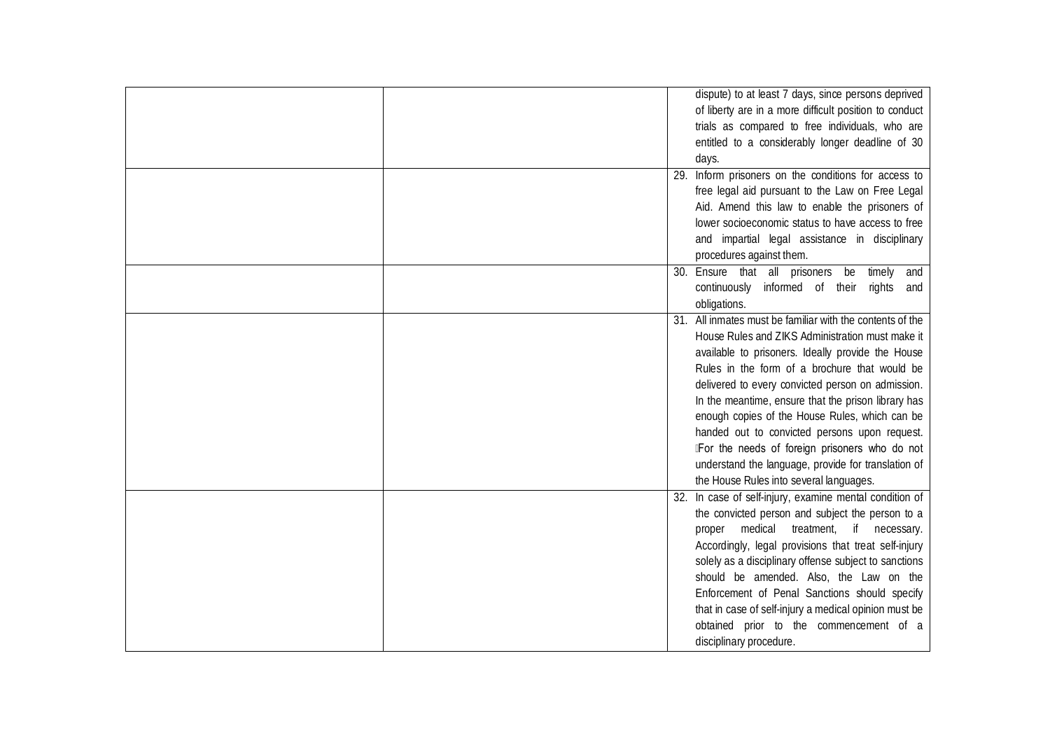|  |  |  |
|---|---|---|
|  |  | dispute) to at least 7 days, since persons deprived of liberty are in a more difficult position to conduct trials as compared to free individuals, who are entitled to a considerably longer deadline of 30 days. |
|  |  | 29. Inform prisoners on the conditions for access to free legal aid pursuant to the Law on Free Legal Aid. Amend this law to enable the prisoners of lower socioeconomic status to have access to free and impartial legal assistance in disciplinary procedures against them. |
|  |  | 30. Ensure that all prisoners be timely and continuously informed of their rights and obligations. |
|  |  | 31. All inmates must be familiar with the contents of the House Rules and ZIKS Administration must make it available to prisoners. Ideally provide the House Rules in the form of a brochure that would be delivered to every convicted person on admission. In the meantime, ensure that the prison library has enough copies of the House Rules, which can be handed out to convicted persons upon request. For the needs of foreign prisoners who do not understand the language, provide for translation of the House Rules into several languages. |
|  |  | 32. In case of self-injury, examine mental condition of the convicted person and subject the person to a proper medical treatment, if necessary. Accordingly, legal provisions that treat self-injury solely as a disciplinary offense subject to sanctions should be amended. Also, the Law on the Enforcement of Penal Sanctions should specify that in case of self-injury a medical opinion must be obtained prior to the commencement of a disciplinary procedure. |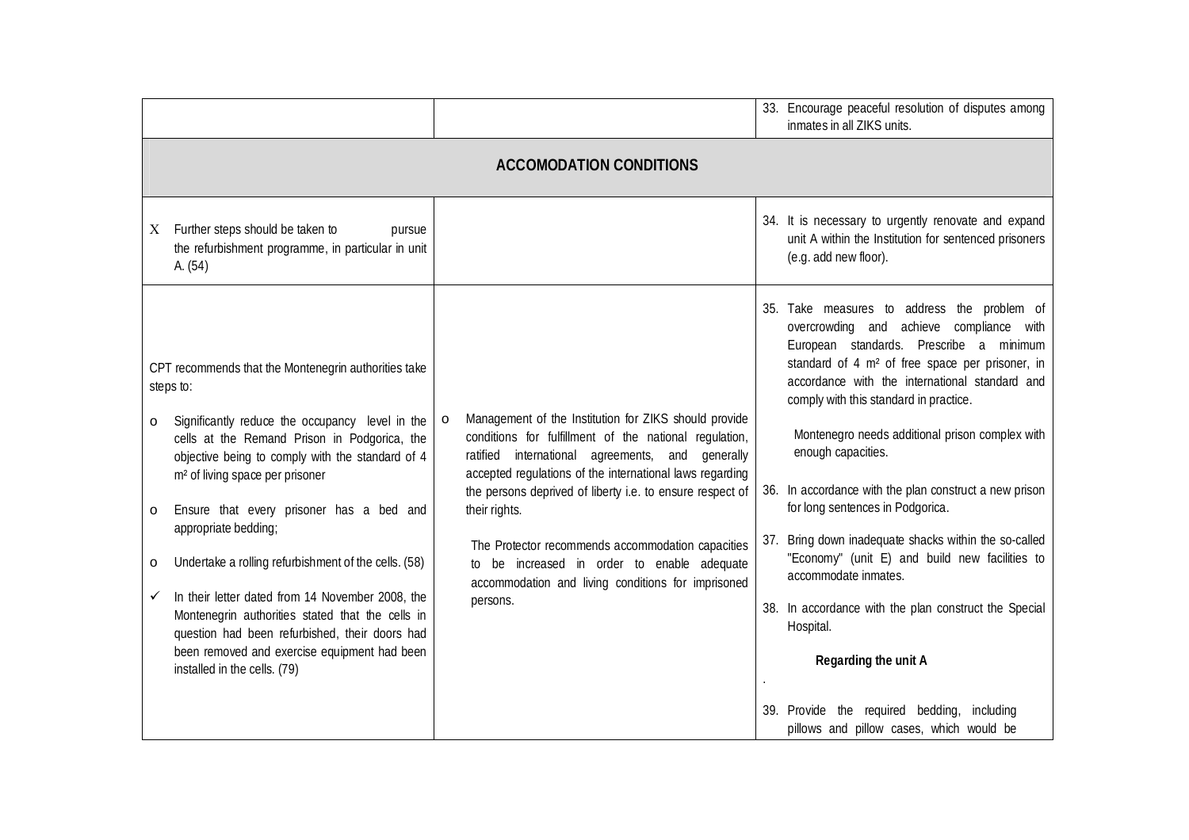| | | |
|---|---|---|
| | | 33. Encourage peaceful resolution of disputes among inmates in all ZIKS units. |
| **ACCOMODATION CONDITIONS** | | |
| X Further steps should be taken to pursue the refurbishment programme, in particular in unit A. (54) | | 34. It is necessary to urgently renovate and expand unit A within the Institution for sentenced prisoners (e.g. add new floor). |
| CPT recommends that the Montenegrin authorities take steps to:<br><br>o Significantly reduce the occupancy level in the cells at the Remand Prison in Podgorica, the objective being to comply with the standard of 4 m² of living space per prisoner<br><br>o Ensure that every prisoner has a bed and appropriate bedding;<br><br>o Undertake a rolling refurbishment of the cells. (58)<br><br>✓ In their letter dated from 14 November 2008, the Montenegrin authorities stated that the cells in question had been refurbished, their doors had been removed and exercise equipment had been installed in the cells. (79) | o Management of the Institution for ZIKS should provide conditions for fulfillment of the national regulation, ratified international agreements, and generally accepted regulations of the international laws regarding the persons deprived of liberty i.e. to ensure respect of their rights.<br><br>The Protector recommends accommodation capacities to be increased in order to enable adequate accommodation and living conditions for imprisoned persons. | 35. Take measures to address the problem of overcrowding and achieve compliance with European standards. Prescribe a minimum standard of 4 m² of free space per prisoner, in accordance with the international standard and comply with this standard in practice.<br><br>Montenegro needs additional prison complex with enough capacities.<br><br>36. In accordance with the plan construct a new prison for long sentences in Podgorica.<br><br>37. Bring down inadequate shacks within the so-called "Economy" (unit E) and build new facilities to accommodate inmates.<br><br>38. In accordance with the plan construct the Special Hospital.<br><br>**Regarding the unit A**<br><br>.<br><br>39. Provide the required bedding, including pillows and pillow cases, which would be |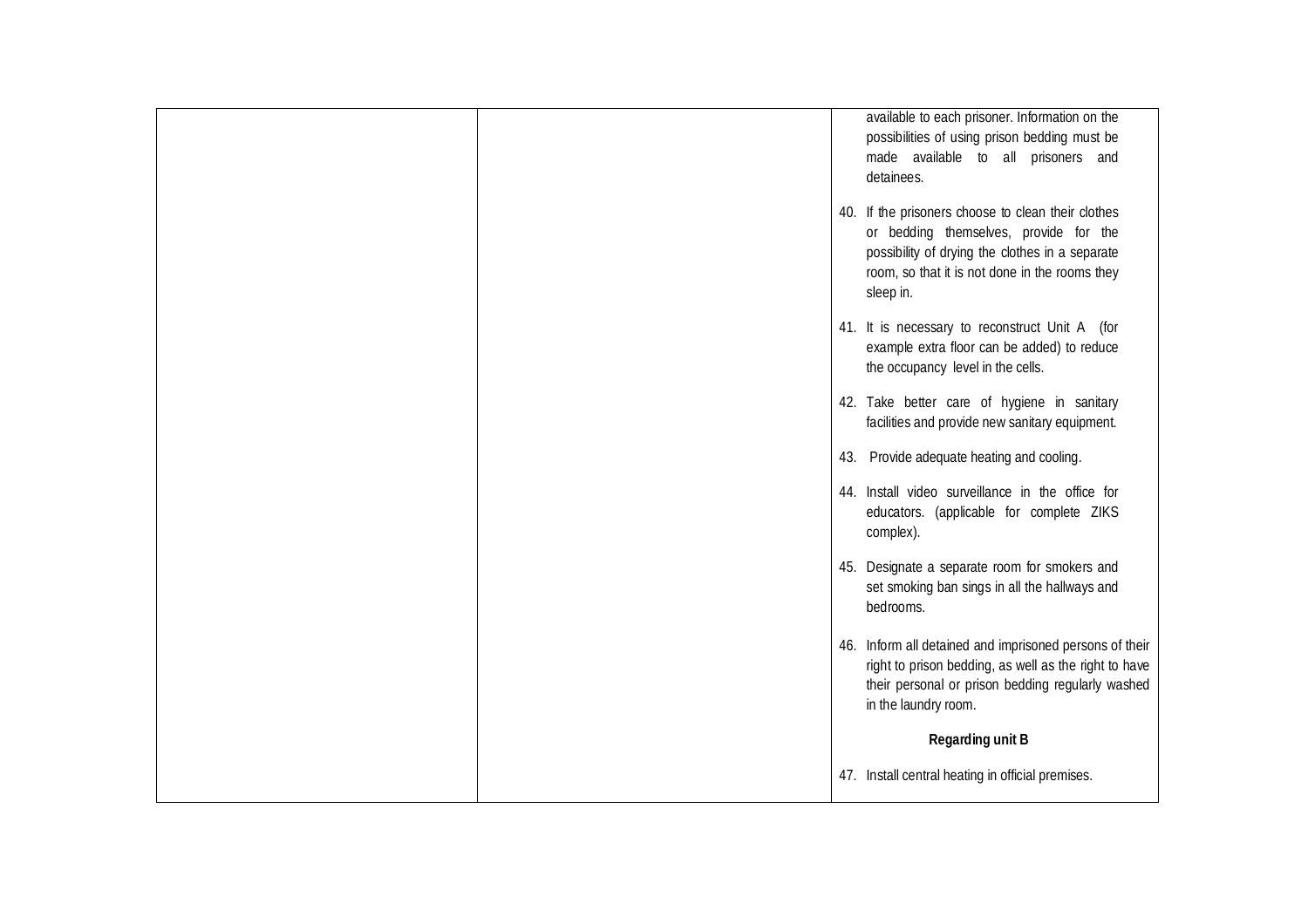| | | |
|---|---|---|
| | | available to each prisoner. Information on the possibilities of using prison bedding must be made available to all prisoners and detainees.<br><br>40. If the prisoners choose to clean their clothes or bedding themselves, provide for the possibility of drying the clothes in a separate room, so that it is not done in the rooms they sleep in.<br><br>41. It is necessary to reconstruct Unit A (for example extra floor can be added) to reduce the occupancy level in the cells.<br><br>42. Take better care of hygiene in sanitary facilities and provide new sanitary equipment.<br><br>43. Provide adequate heating and cooling.<br><br>44. Install video surveillance in the office for educators. (applicable for complete ZIKS complex).<br><br>45. Designate a separate room for smokers and set smoking ban sings in all the hallways and bedrooms.<br><br>46. Inform all detained and imprisoned persons of their right to prison bedding, as well as the right to have their personal or prison bedding regularly washed in the laundry room.<br><br>**Regarding unit B**<br><br>47. Install central heating in official premises. |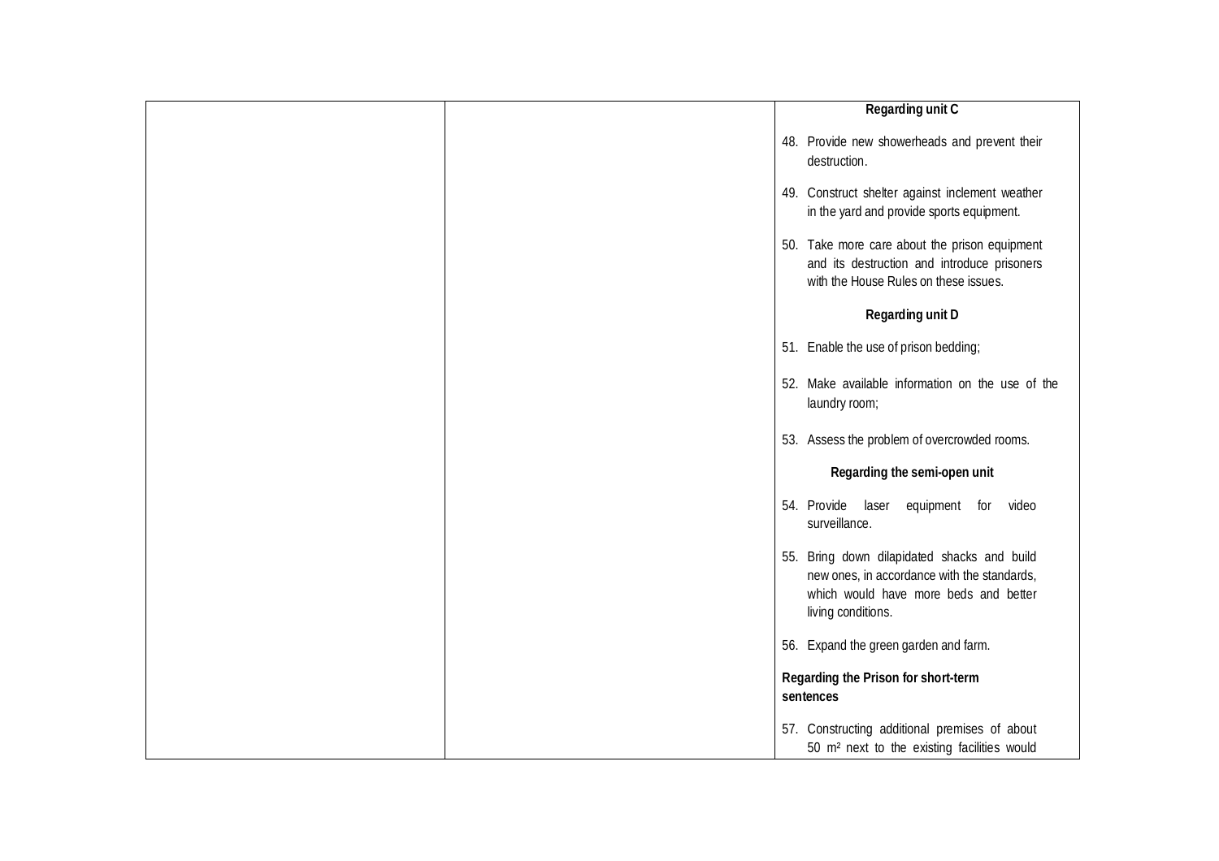| | | **Regarding unit C**<br><br>48. Provide new showerheads and prevent their destruction.<br><br>49. Construct shelter against inclement weather in the yard and provide sports equipment.<br><br>50. Take more care about the prison equipment and its destruction and introduce prisoners with the House Rules on these issues.<br><br>**Regarding unit D**<br><br>51. Enable the use of prison bedding;<br><br>52. Make available information on the use of the laundry room;<br><br>53. Assess the problem of overcrowded rooms.<br><br>**Regarding the semi-open unit**<br><br>54. Provide laser equipment for video surveillance.<br><br>55. Bring down dilapidated shacks and build new ones, in accordance with the standards, which would have more beds and better living conditions.<br><br>56. Expand the green garden and farm.<br><br>**Regarding the Prison for short-term sentences**<br><br>57. Constructing additional premises of about 50 m² next to the existing facilities would |
|---|---|---|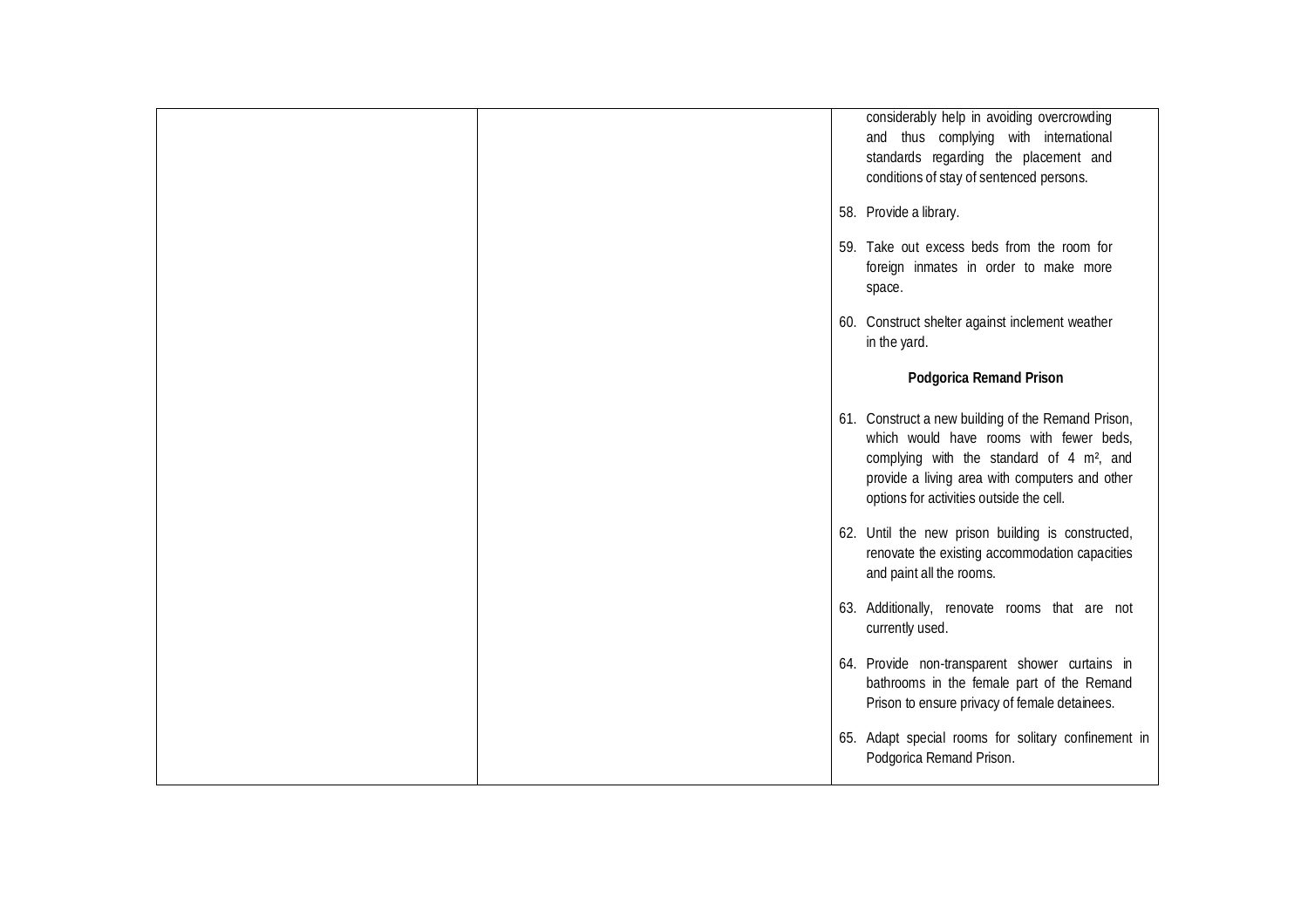| | | considerably help in avoiding overcrowding and thus complying with international standards regarding the placement and conditions of stay of sentenced persons.<br><br>58. Provide a library.<br><br>59. Take out excess beds from the room for foreign inmates in order to make more space.<br><br>60. Construct shelter against inclement weather in the yard.<br><br>**Podgorica Remand Prison**<br><br>61. Construct a new building of the Remand Prison, which would have rooms with fewer beds, complying with the standard of 4 m², and provide a living area with computers and other options for activities outside the cell.<br><br>62. Until the new prison building is constructed, renovate the existing accommodation capacities and paint all the rooms.<br><br>63. Additionally, renovate rooms that are not currently used.<br><br>64. Provide non-transparent shower curtains in bathrooms in the female part of the Remand Prison to ensure privacy of female detainees.<br><br>65. Adapt special rooms for solitary confinement in Podgorica Remand Prison. |
|---|---|---|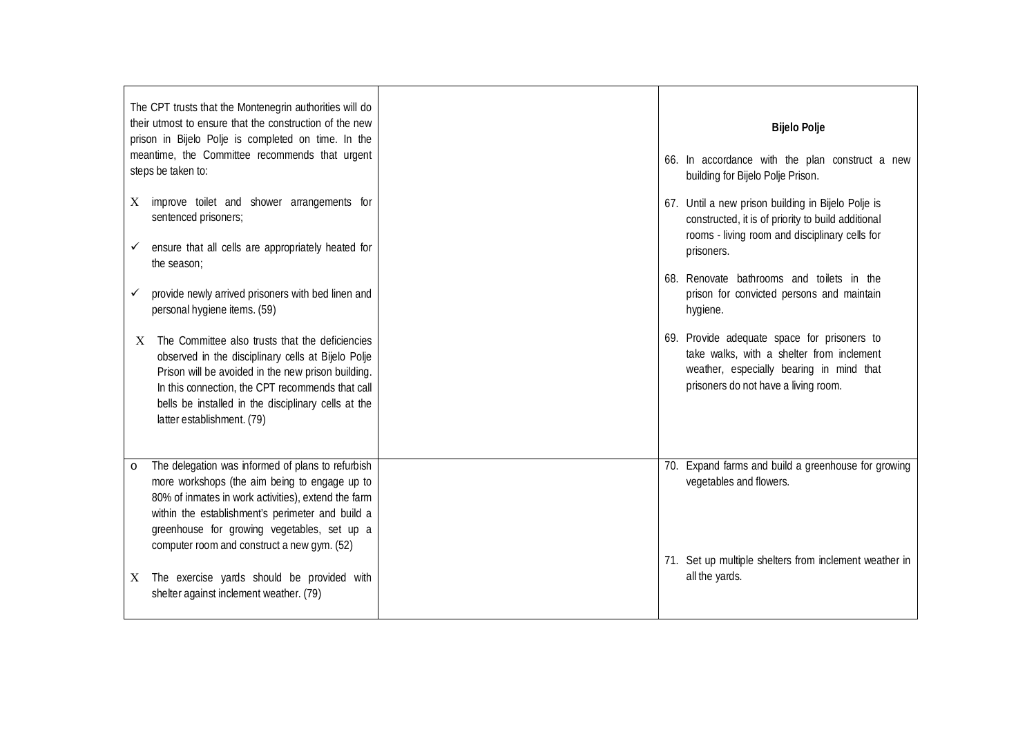| | | |
|---|---|---|
| The CPT trusts that the Montenegrin authorities will do their utmost to ensure that the construction of the new prison in Bijelo Polje is completed on time. In the meantime, the Committee recommends that urgent steps be taken to:<br><br>X improve toilet and shower arrangements for sentenced prisoners;<br><br>✓ ensure that all cells are appropriately heated for the season;<br><br>✓ provide newly arrived prisoners with bed linen and personal hygiene items. (59)<br><br>X The Committee also trusts that the deficiencies observed in the disciplinary cells at Bijelo Polje Prison will be avoided in the new prison building. In this connection, the CPT recommends that call bells be installed in the disciplinary cells at the latter establishment. (79) | | **Bijelo Polje**<br><br>66. In accordance with the plan construct a new building for Bijelo Polje Prison.<br><br>67. Until a new prison building in Bijelo Polje is constructed, it is of priority to build additional rooms - living room and disciplinary cells for prisoners.<br><br>68. Renovate bathrooms and toilets in the prison for convicted persons and maintain hygiene.<br><br>69. Provide adequate space for prisoners to take walks, with a shelter from inclement weather, especially bearing in mind that prisoners do not have a living room. |
| o The delegation was informed of plans to refurbish more workshops (the aim being to engage up to 80% of inmates in work activities), extend the farm within the establishment's perimeter and build a greenhouse for growing vegetables, set up a computer room and construct a new gym. (52)<br><br>X The exercise yards should be provided with shelter against inclement weather. (79) | | 70. Expand farms and build a greenhouse for growing vegetables and flowers.<br><br>71. Set up multiple shelters from inclement weather in all the yards. |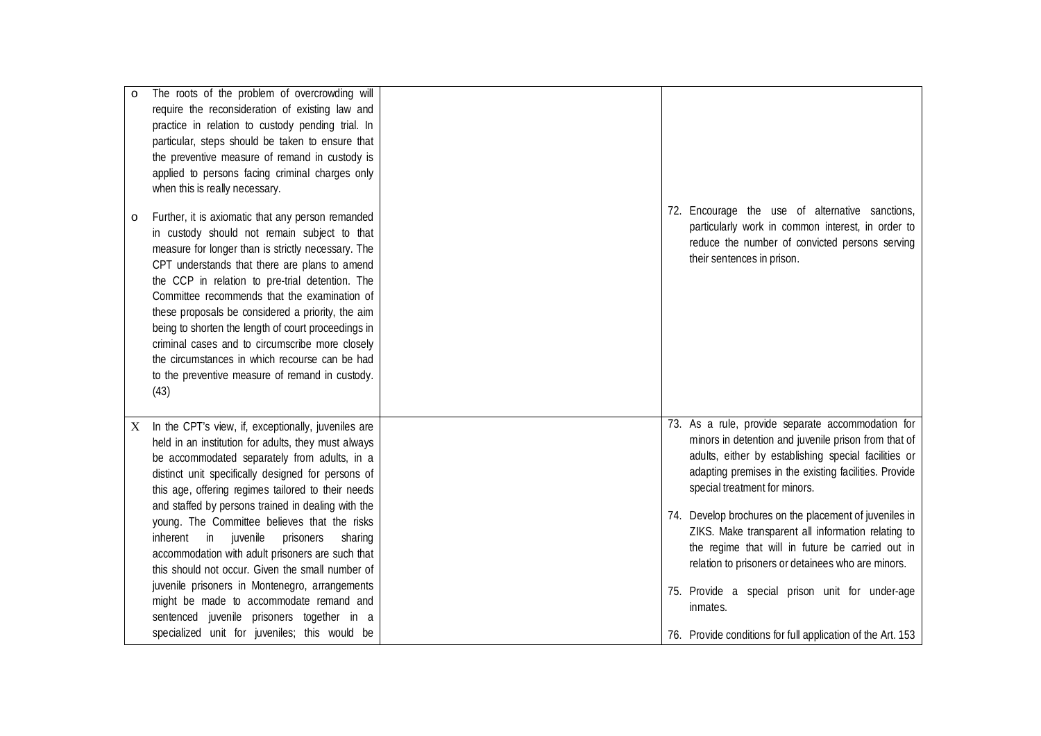| | | |
|---|---|---|
| o The roots of the problem of overcrowding will require the reconsideration of existing law and practice in relation to custody pending trial. In particular, steps should be taken to ensure that the preventive measure of remand in custody is applied to persons facing criminal charges only when this is really necessary.<br><br>o Further, it is axiomatic that any person remanded in custody should not remain subject to that measure for longer than is strictly necessary. The CPT understands that there are plans to amend the CCP in relation to pre-trial detention. The Committee recommends that the examination of these proposals be considered a priority, the aim being to shorten the length of court proceedings in criminal cases and to circumscribe more closely the circumstances in which recourse can be had to the preventive measure of remand in custody. (43) | | 72. Encourage the use of alternative sanctions, particularly work in common interest, in order to reduce the number of convicted persons serving their sentences in prison. |
| X In the CPT's view, if, exceptionally, juveniles are held in an institution for adults, they must always be accommodated separately from adults, in a distinct unit specifically designed for persons of this age, offering regimes tailored to their needs and staffed by persons trained in dealing with the young. The Committee believes that the risks inherent in juvenile prisoners sharing accommodation with adult prisoners are such that this should not occur. Given the small number of juvenile prisoners in Montenegro, arrangements might be made to accommodate remand and sentenced juvenile prisoners together in a specialized unit for juveniles; this would be | | 73. As a rule, provide separate accommodation for minors in detention and juvenile prison from that of adults, either by establishing special facilities or adapting premises in the existing facilities. Provide special treatment for minors.<br><br>74. Develop brochures on the placement of juveniles in ZIKS. Make transparent all information relating to the regime that will in future be carried out in relation to prisoners or detainees who are minors.<br><br>75. Provide a special prison unit for under-age inmates.<br><br>76. Provide conditions for full application of the Art. 153 |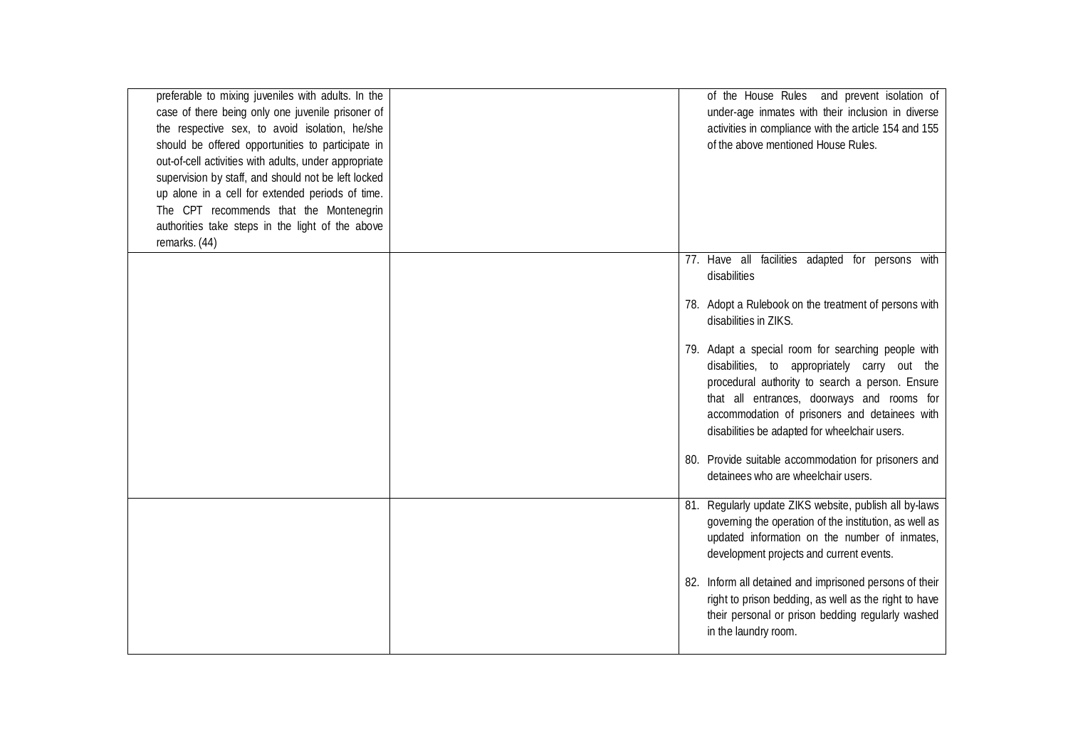| | | |
|---|---|---|
| preferable to mixing juveniles with adults. In the case of there being only one juvenile prisoner of the respective sex, to avoid isolation, he/she should be offered opportunities to participate in out-of-cell activities with adults, under appropriate supervision by staff, and should not be left locked up alone in a cell for extended periods of time. The CPT recommends that the Montenegrin authorities take steps in the light of the above remarks. (44) | | of the House Rules and prevent isolation of under-age inmates with their inclusion in diverse activities in compliance with the article 154 and 155 of the above mentioned House Rules. |
| | | 77. Have all facilities adapted for persons with disabilities<br><br>78. Adopt a Rulebook on the treatment of persons with disabilities in ZIKS.<br><br>79. Adapt a special room for searching people with disabilities, to appropriately carry out the procedural authority to search a person. Ensure that all entrances, doorways and rooms for accommodation of prisoners and detainees with disabilities be adapted for wheelchair users.<br><br>80. Provide suitable accommodation for prisoners and detainees who are wheelchair users. |
| | | 81. Regularly update ZIKS website, publish all by-laws governing the operation of the institution, as well as updated information on the number of inmates, development projects and current events.<br><br>82. Inform all detained and imprisoned persons of their right to prison bedding, as well as the right to have their personal or prison bedding regularly washed in the laundry room. |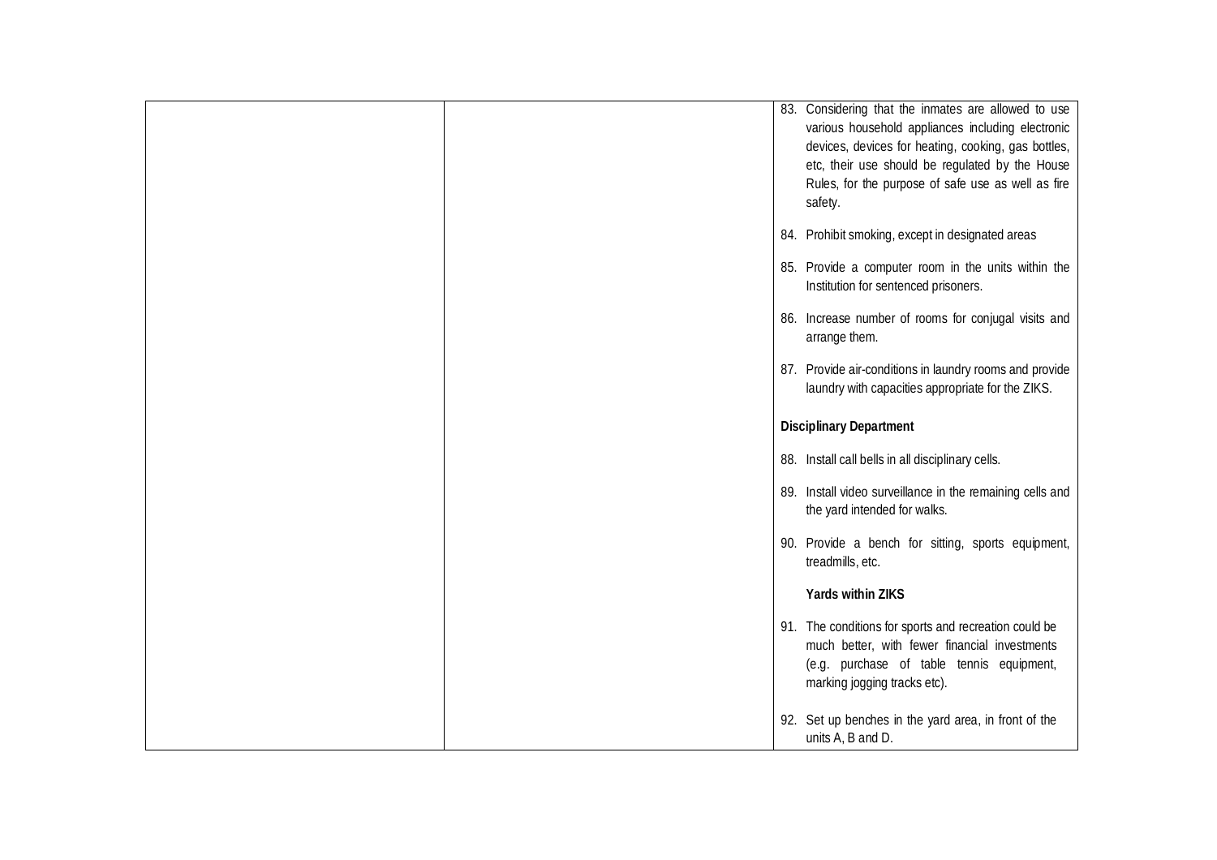| | | |
|---|---|---|
| | | 83. Considering that the inmates are allowed to use various household appliances including electronic devices, devices for heating, cooking, gas bottles, etc, their use should be regulated by the House Rules, for the purpose of safe use as well as fire safety.<br><br>84. Prohibit smoking, except in designated areas<br><br>85. Provide a computer room in the units within the Institution for sentenced prisoners.<br><br>86. Increase number of rooms for conjugal visits and arrange them.<br><br>87. Provide air-conditions in laundry rooms and provide laundry with capacities appropriate for the ZIKS.<br><br>**Disciplinary Department**<br><br>88. Install call bells in all disciplinary cells.<br><br>89. Install video surveillance in the remaining cells and the yard intended for walks.<br><br>90. Provide a bench for sitting, sports equipment, treadmills, etc.<br><br>**Yards within ZIKS**<br><br>91. The conditions for sports and recreation could be much better, with fewer financial investments (e.g. purchase of table tennis equipment, marking jogging tracks etc).<br><br>92. Set up benches in the yard area, in front of the units A, B and D. |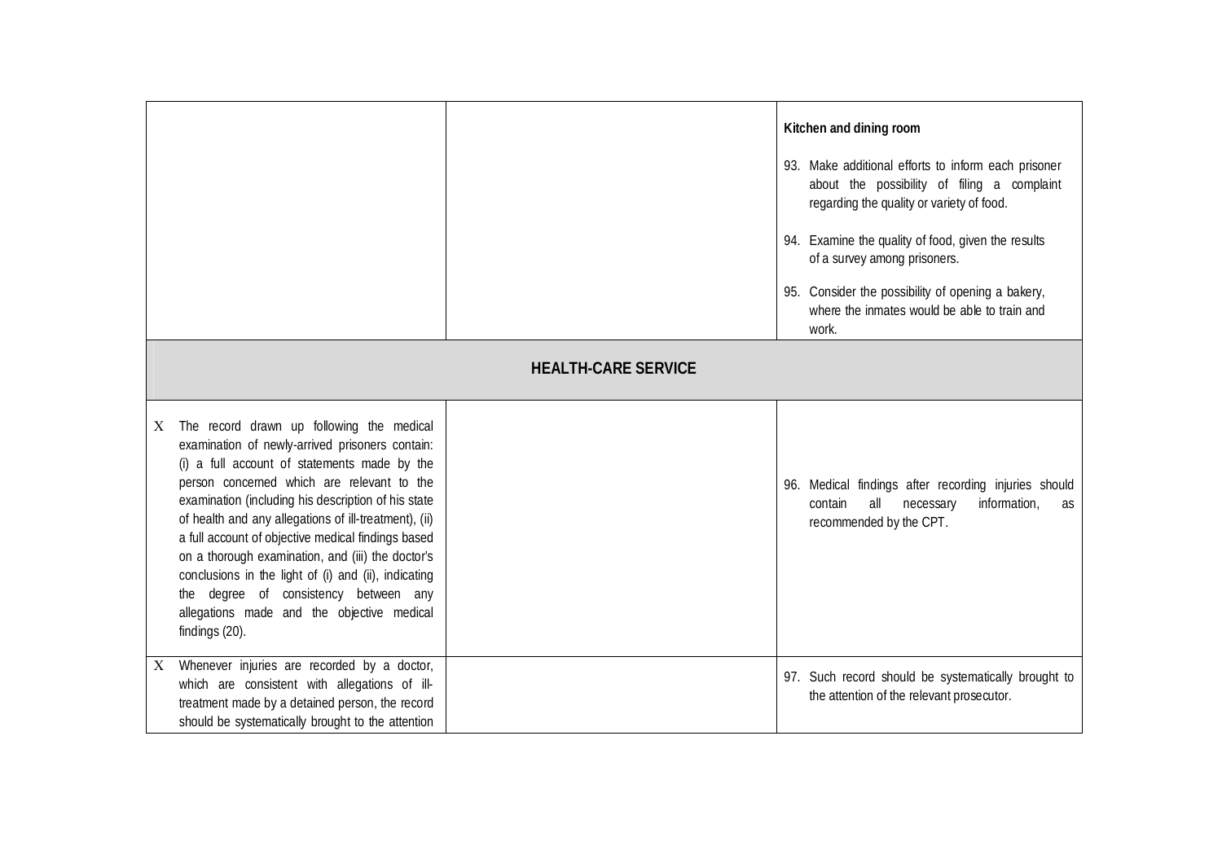| | | |
|---|---|---|
| | | **Kitchen and dining room**<br><br>93. Make additional efforts to inform each prisoner about the possibility of filing a complaint regarding the quality or variety of food.<br><br>94. Examine the quality of food, given the results of a survey among prisoners.<br><br>95. Consider the possibility of opening a bakery, where the inmates would be able to train and work. |
| **HEALTH-CARE SERVICE** | | |
| X The record drawn up following the medical examination of newly-arrived prisoners contain: (i) a full account of statements made by the person concerned which are relevant to the examination (including his description of his state of health and any allegations of ill-treatment), (ii) a full account of objective medical findings based on a thorough examination, and (iii) the doctor's conclusions in the light of (i) and (ii), indicating the degree of consistency between any allegations made and the objective medical findings (20). | | 96. Medical findings after recording injuries should contain all necessary information, as recommended by the CPT. |
| X Whenever injuries are recorded by a doctor, which are consistent with allegations of ill-treatment made by a detained person, the record should be systematically brought to the attention | | 97. Such record should be systematically brought to the attention of the relevant prosecutor. |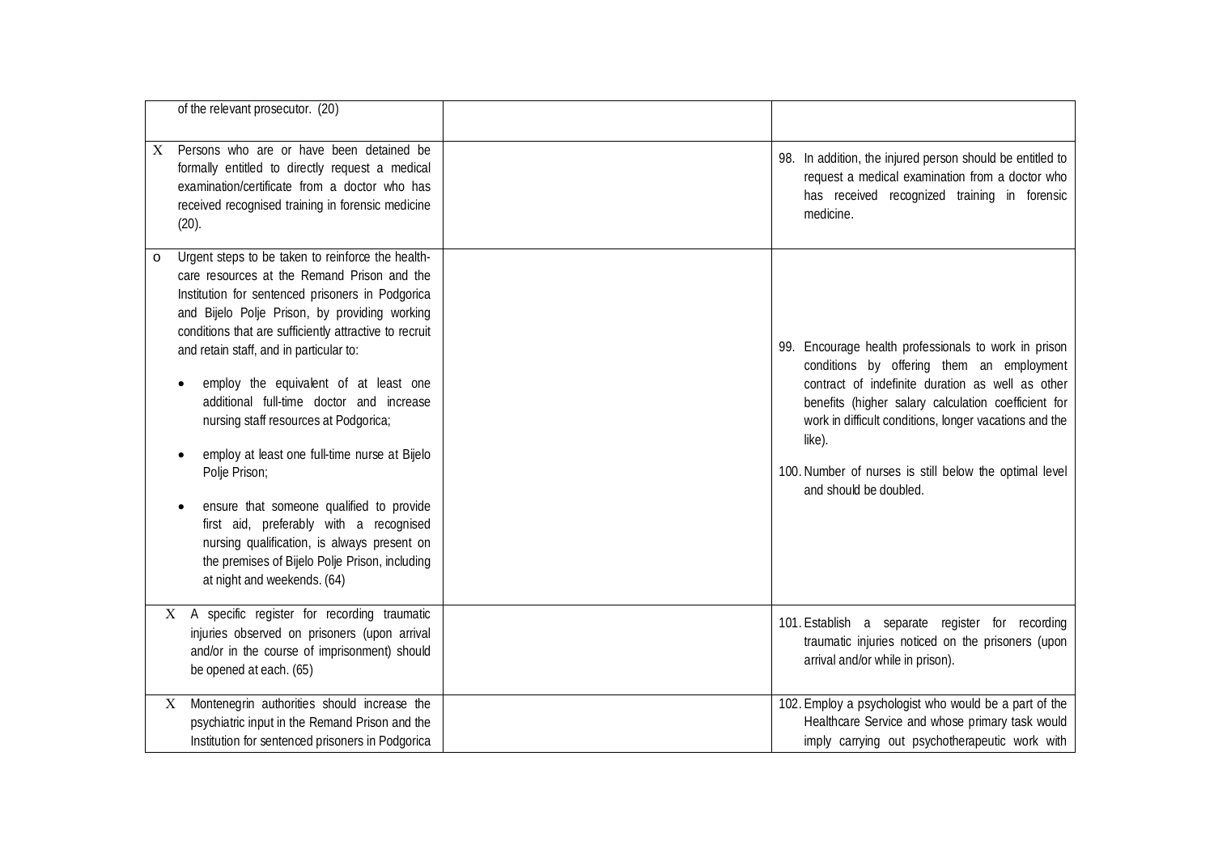| | | |
|---|---|---|
| of the relevant prosecutor. (20) | | |
| X Persons who are or have been detained be formally entitled to directly request a medical examination/certificate from a doctor who has received recognised training in forensic medicine (20). | | 98. In addition, the injured person should be entitled to request a medical examination from a doctor who has received recognized training in forensic medicine. |
| o Urgent steps to be taken to reinforce the health-care resources at the Remand Prison and the Institution for sentenced prisoners in Podgorica and Bijelo Polje Prison, by providing working conditions that are sufficiently attractive to recruit and retain staff, and in particular to:<br>• employ the equivalent of at least one additional full-time doctor and increase nursing staff resources at Podgorica;<br>• employ at least one full-time nurse at Bijelo Polje Prison;<br>• ensure that someone qualified to provide first aid, preferably with a recognised nursing qualification, is always present on the premises of Bijelo Polje Prison, including at night and weekends. (64) | | 99. Encourage health professionals to work in prison conditions by offering them an employment contract of indefinite duration as well as other benefits (higher salary calculation coefficient for work in difficult conditions, longer vacations and the like).<br>100. Number of nurses is still below the optimal level and should be doubled. |
| X A specific register for recording traumatic injuries observed on prisoners (upon arrival and/or in the course of imprisonment) should be opened at each. (65) | | 101. Establish a separate register for recording traumatic injuries noticed on the prisoners (upon arrival and/or while in prison). |
| X Montenegrin authorities should increase the psychiatric input in the Remand Prison and the Institution for sentenced prisoners in Podgorica | | 102. Employ a psychologist who would be a part of the Healthcare Service and whose primary task would imply carrying out psychotherapeutic work with |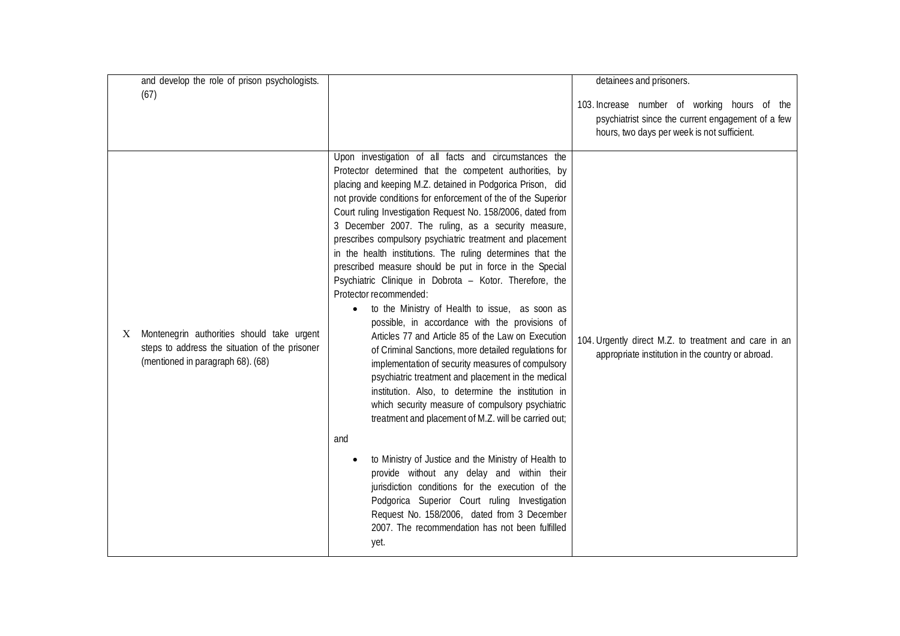| | | |
|---|---|---|
| and develop the role of prison psychologists. (67) | | detainees and prisoners.<br><br>103. Increase number of working hours of the psychiatrist since the current engagement of a few hours, two days per week is not sufficient. |
| X Montenegrin authorities should take urgent steps to address the situation of the prisoner (mentioned in paragraph 68). (68) | Upon investigation of all facts and circumstances the Protector determined that the competent authorities, by placing and keeping M.Z. detained in Podgorica Prison, did not provide conditions for enforcement of the of the Superior Court ruling Investigation Request No. 158/2006, dated from 3 December 2007. The ruling, as a security measure, prescribes compulsory psychiatric treatment and placement in the health institutions. The ruling determines that the prescribed measure should be put in force in the Special Psychiatric Clinique in Dobrota – Kotor. Therefore, the Protector recommended:<br>• to the Ministry of Health to issue, as soon as possible, in accordance with the provisions of Articles 77 and Article 85 of the Law on Execution of Criminal Sanctions, more detailed regulations for implementation of security measures of compulsory psychiatric treatment and placement in the medical institution. Also, to determine the institution in which security measure of compulsory psychiatric treatment and placement of M.Z. will be carried out;<br><br>and<br><br>• to Ministry of Justice and the Ministry of Health to provide without any delay and within their jurisdiction conditions for the execution of the Podgorica Superior Court ruling Investigation Request No. 158/2006, dated from 3 December 2007. The recommendation has not been fulfilled yet. | 104. Urgently direct M.Z. to treatment and care in an appropriate institution in the country or abroad. |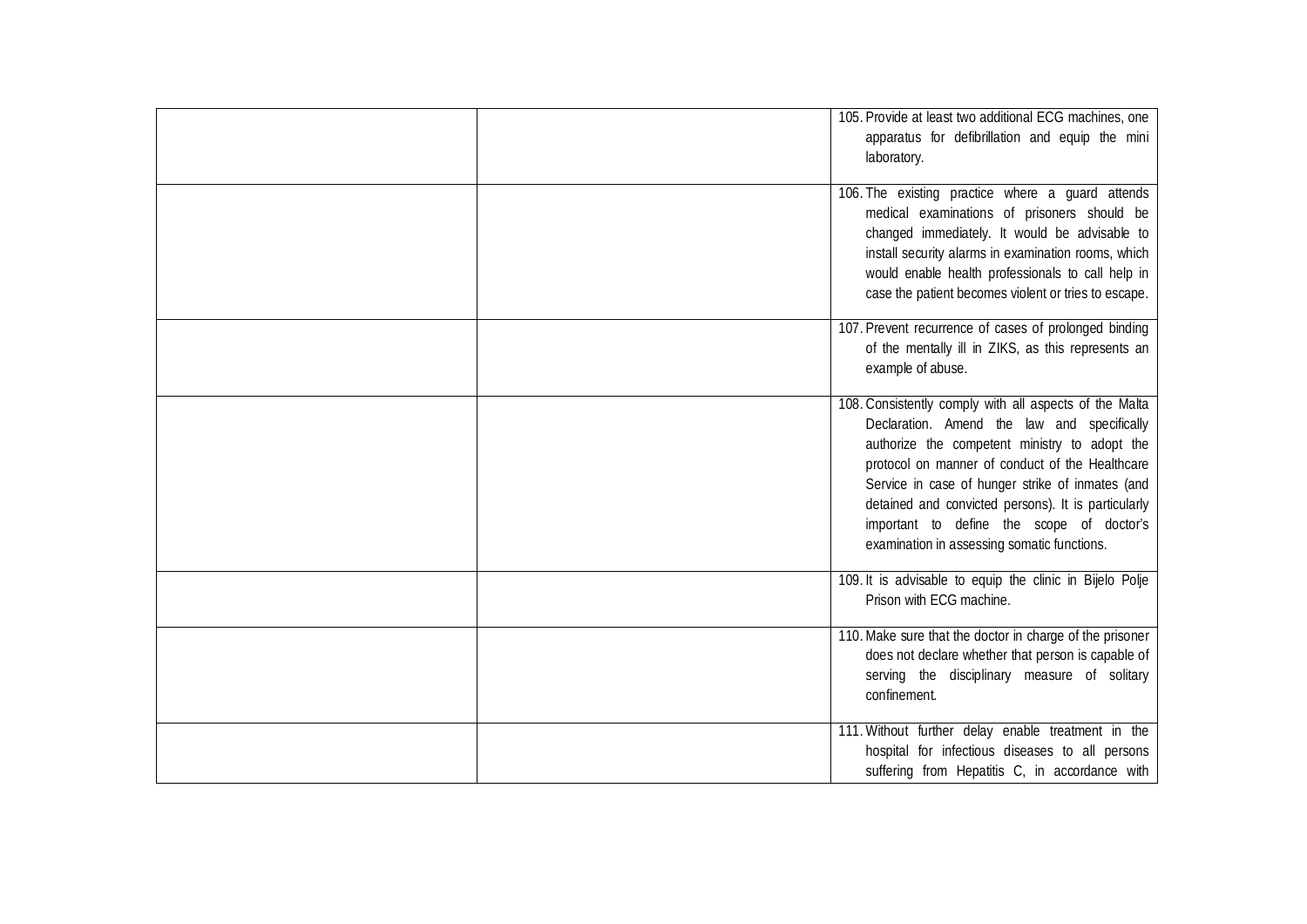| | | |
|---|---|---|
| | | 105. Provide at least two additional ECG machines, one apparatus for defibrillation and equip the mini laboratory. |
| | | 106. The existing practice where a guard attends medical examinations of prisoners should be changed immediately. It would be advisable to install security alarms in examination rooms, which would enable health professionals to call help in case the patient becomes violent or tries to escape. |
| | | 107. Prevent recurrence of cases of prolonged binding of the mentally ill in ZIKS, as this represents an example of abuse. |
| | | 108. Consistently comply with all aspects of the Malta Declaration. Amend the law and specifically authorize the competent ministry to adopt the protocol on manner of conduct of the Healthcare Service in case of hunger strike of inmates (and detained and convicted persons). It is particularly important to define the scope of doctor's examination in assessing somatic functions. |
| | | 109. It is advisable to equip the clinic in Bijelo Polje Prison with ECG machine. |
| | | 110. Make sure that the doctor in charge of the prisoner does not declare whether that person is capable of serving the disciplinary measure of solitary confinement. |
| | | 111. Without further delay enable treatment in the hospital for infectious diseases to all persons suffering from Hepatitis C, in accordance with |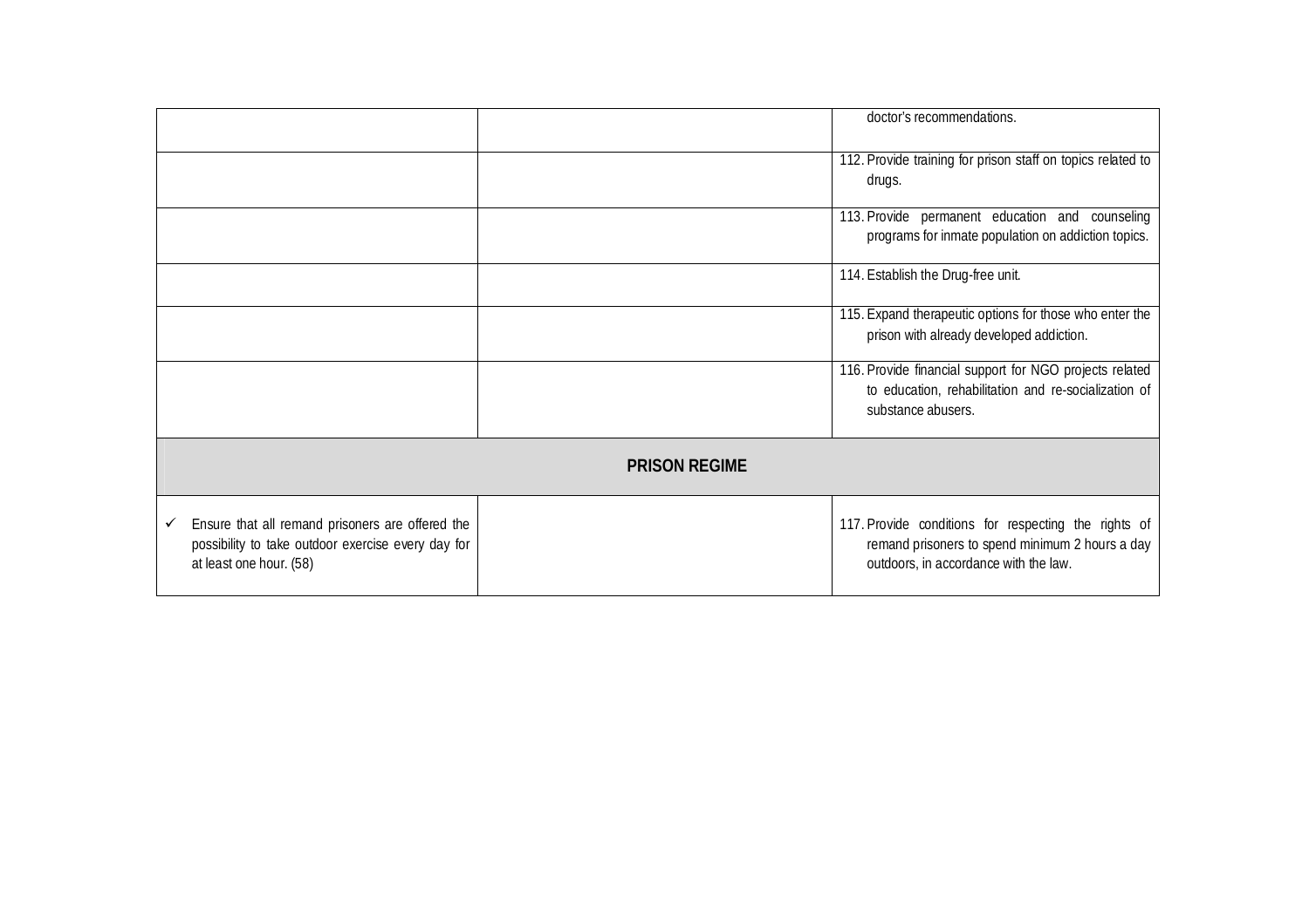| | | |
|---|---|---|
| | | doctor's recommendations. |
| | | 112. Provide training for prison staff on topics related to drugs. |
| | | 113. Provide permanent education and counseling programs for inmate population on addiction topics. |
| | | 114. Establish the Drug-free unit. |
| | | 115. Expand therapeutic options for those who enter the prison with already developed addiction. |
| | | 116. Provide financial support for NGO projects related to education, rehabilitation and re-socialization of substance abusers. |
| **PRISON REGIME** | | |
| ✓ Ensure that all remand prisoners are offered the possibility to take outdoor exercise every day for at least one hour. (58) | | 117. Provide conditions for respecting the rights of remand prisoners to spend minimum 2 hours a day outdoors, in accordance with the law. |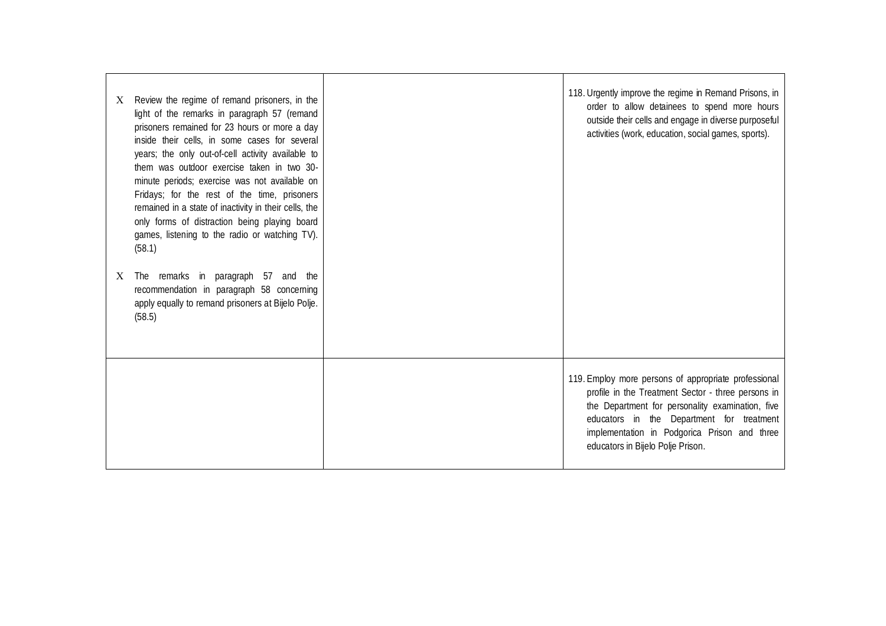| | | |
|---|---|---|
| X Review the regime of remand prisoners, in the light of the remarks in paragraph 57 (remand prisoners remained for 23 hours or more a day inside their cells, in some cases for several years; the only out-of-cell activity available to them was outdoor exercise taken in two 30-minute periods; exercise was not available on Fridays; for the rest of the time, prisoners remained in a state of inactivity in their cells, the only forms of distraction being playing board games, listening to the radio or watching TV). (58.1)<br><br>X The remarks in paragraph 57 and the recommendation in paragraph 58 concerning apply equally to remand prisoners at Bijelo Polje. (58.5) | | 118. Urgently improve the regime in Remand Prisons, in order to allow detainees to spend more hours outside their cells and engage in diverse purposeful activities (work, education, social games, sports). |
| | | 119. Employ more persons of appropriate professional profile in the Treatment Sector - three persons in the Department for personality examination, five educators in the Department for treatment implementation in Podgorica Prison and three educators in Bijelo Polje Prison. |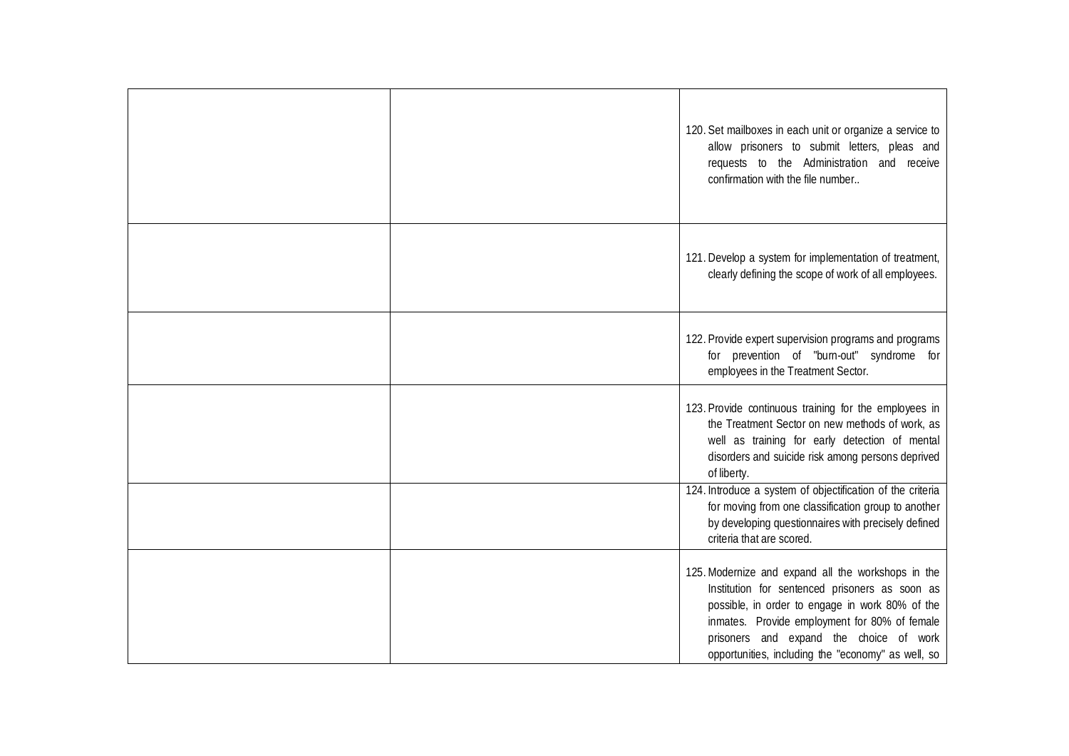| | | |
|---|---|---|
| | | 120. Set mailboxes in each unit or organize a service to allow prisoners to submit letters, pleas and requests to the Administration and receive confirmation with the file number.. |
| | | 121. Develop a system for implementation of treatment, clearly defining the scope of work of all employees. |
| | | 122. Provide expert supervision programs and programs for prevention of "burn-out" syndrome for employees in the Treatment Sector. |
| | | 123. Provide continuous training for the employees in the Treatment Sector on new methods of work, as well as training for early detection of mental disorders and suicide risk among persons deprived of liberty. |
| | | 124. Introduce a system of objectification of the criteria for moving from one classification group to another by developing questionnaires with precisely defined criteria that are scored. |
| | | 125. Modernize and expand all the workshops in the Institution for sentenced prisoners as soon as possible, in order to engage in work 80% of the inmates. Provide employment for 80% of female prisoners and expand the choice of work opportunities, including the "economy" as well, so |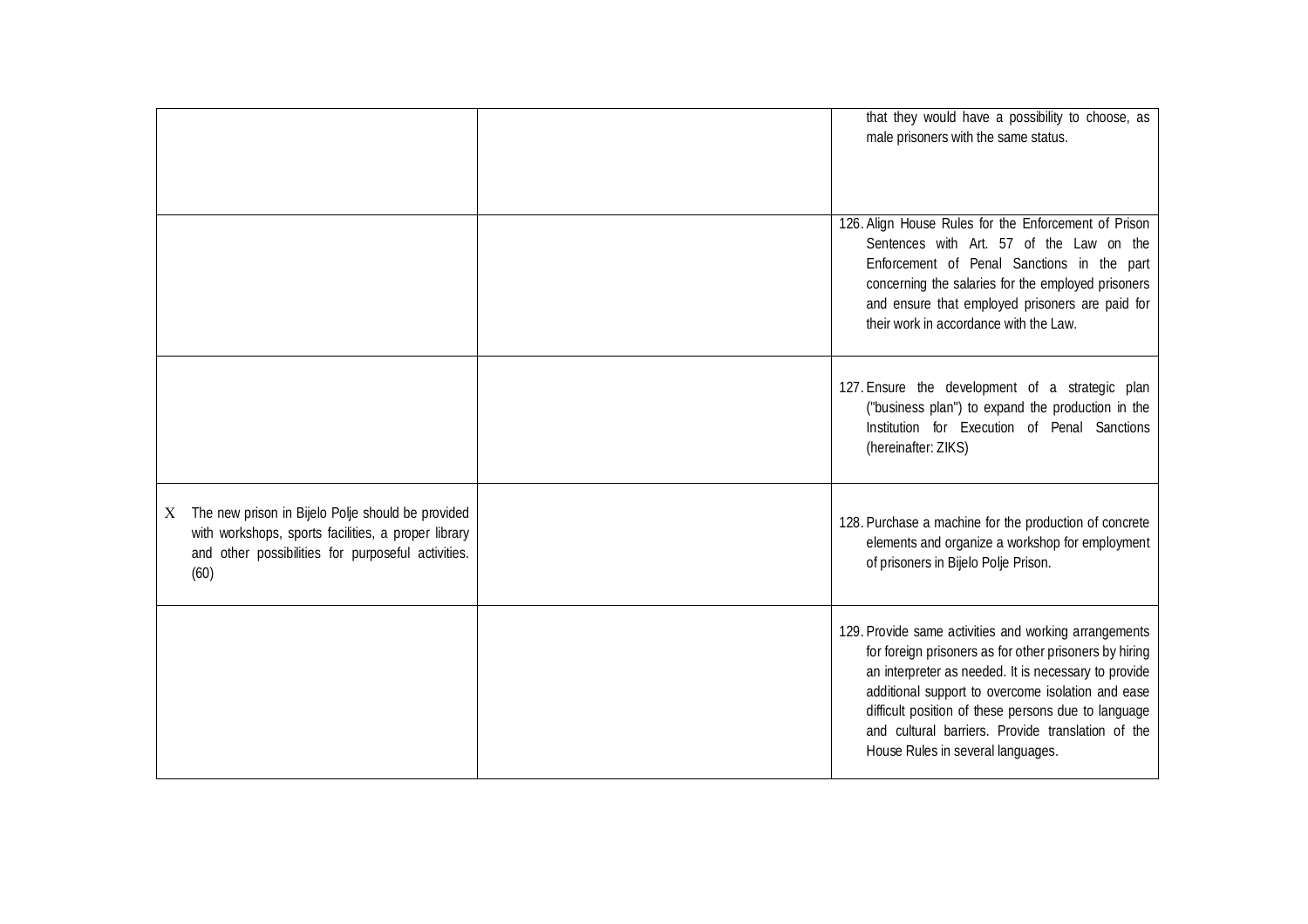| | | |
|---|---|---|
| | | that they would have a possibility to choose, as male prisoners with the same status. |
| | | 126. Align House Rules for the Enforcement of Prison Sentences with Art. 57 of the Law on the Enforcement of Penal Sanctions in the part concerning the salaries for the employed prisoners and ensure that employed prisoners are paid for their work in accordance with the Law. |
| | | 127. Ensure the development of a strategic plan ("business plan") to expand the production in the Institution for Execution of Penal Sanctions (hereinafter: ZIKS) |
| X The new prison in Bijelo Polje should be provided with workshops, sports facilities, a proper library and other possibilities for purposeful activities. (60) | | 128. Purchase a machine for the production of concrete elements and organize a workshop for employment of prisoners in Bijelo Polje Prison. |
| | | 129. Provide same activities and working arrangements for foreign prisoners as for other prisoners by hiring an interpreter as needed. It is necessary to provide additional support to overcome isolation and ease difficult position of these persons due to language and cultural barriers. Provide translation of the House Rules in several languages. |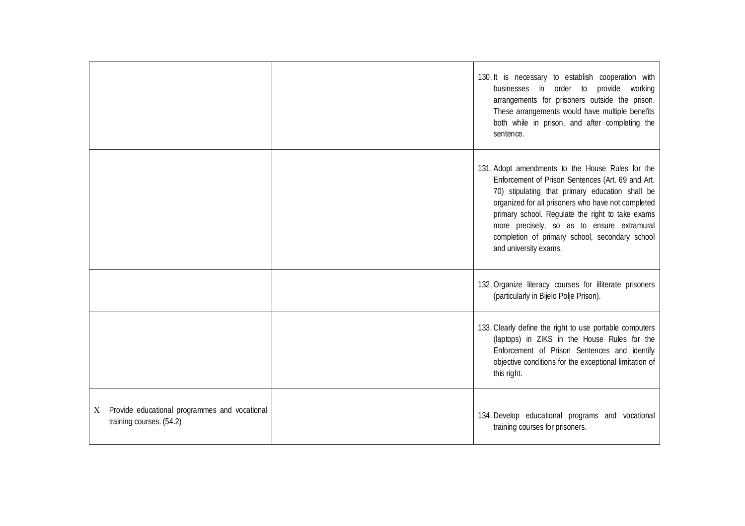| | | |
|---|---|---|
| | | 130. It is necessary to establish cooperation with businesses in order to provide working arrangements for prisoners outside the prison. These arrangements would have multiple benefits both while in prison, and after completing the sentence. |
| | | 131. Adopt amendments to the House Rules for the Enforcement of Prison Sentences (Art. 69 and Art. 70) stipulating that primary education shall be organized for all prisoners who have not completed primary school. Regulate the right to take exams more precisely, so as to ensure extramural completion of primary school, secondary school and university exams. |
| | | 132. Organize literacy courses for illiterate prisoners (particularly in Bijelo Polje Prison). |
| | | 133. Clearly define the right to use portable computers (laptops) in ZIKS in the House Rules for the Enforcement of Prison Sentences and identify objective conditions for the exceptional limitation of this right. |
| X Provide educational programmes and vocational training courses. (54.2) | | 134. Develop educational programs and vocational training courses for prisoners. |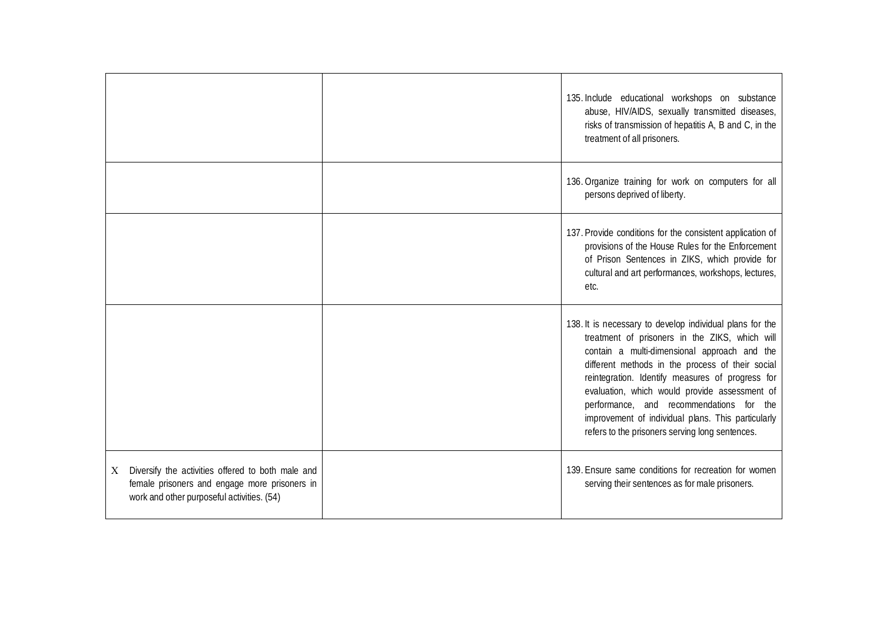| | | |
|---|---|---|
| | | 135. Include educational workshops on substance abuse, HIV/AIDS, sexually transmitted diseases, risks of transmission of hepatitis A, B and C, in the treatment of all prisoners. |
| | | 136. Organize training for work on computers for all persons deprived of liberty. |
| | | 137. Provide conditions for the consistent application of provisions of the House Rules for the Enforcement of Prison Sentences in ZIKS, which provide for cultural and art performances, workshops, lectures, etc. |
| | | 138. It is necessary to develop individual plans for the treatment of prisoners in the ZIKS, which will contain a multi-dimensional approach and the different methods in the process of their social reintegration. Identify measures of progress for evaluation, which would provide assessment of performance, and recommendations for the improvement of individual plans. This particularly refers to the prisoners serving long sentences. |
| X Diversify the activities offered to both male and female prisoners and engage more prisoners in work and other purposeful activities. (54) | | 139. Ensure same conditions for recreation for women serving their sentences as for male prisoners. |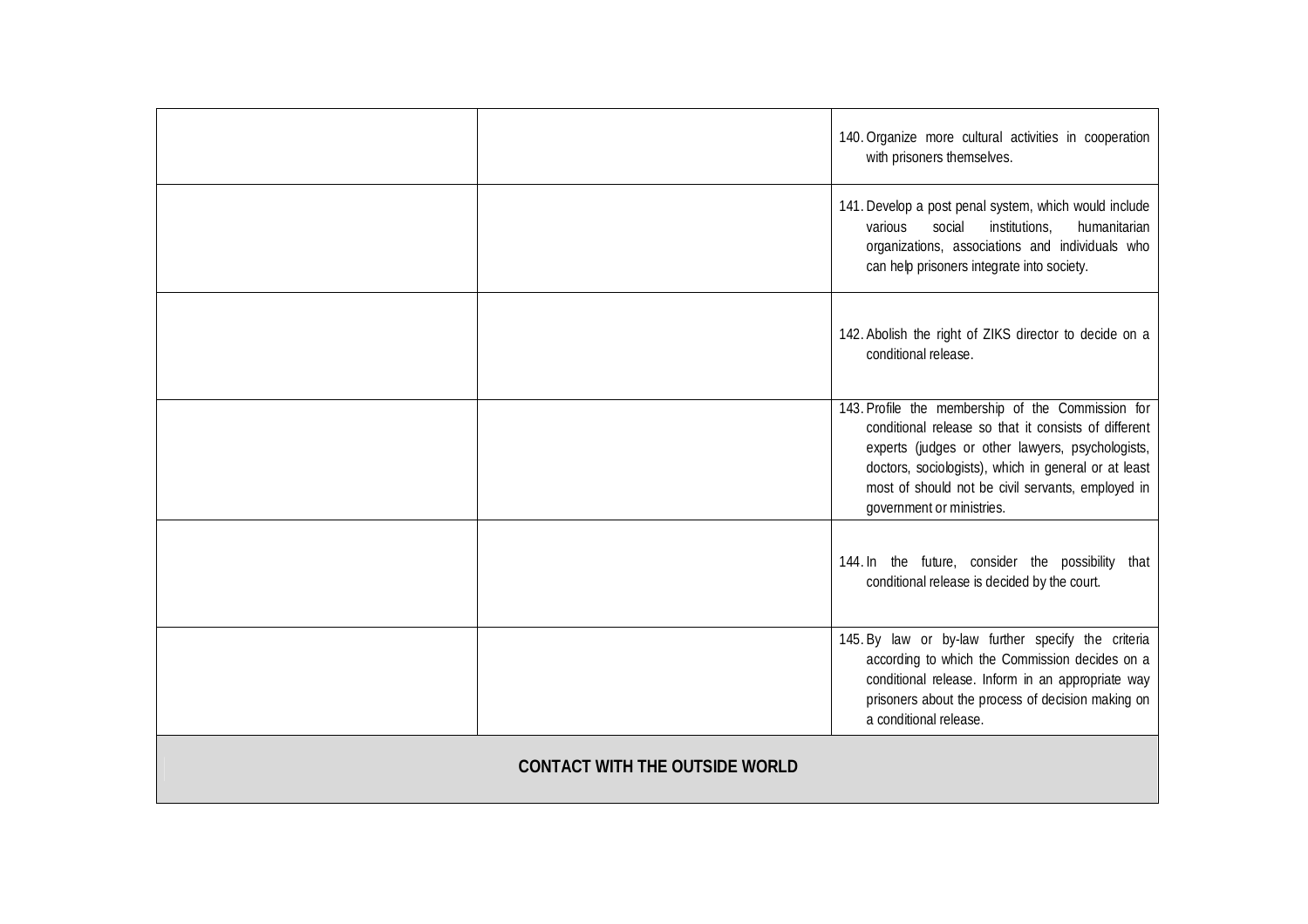| | | |
|---|---|---|
| | | 140. Organize more cultural activities in cooperation with prisoners themselves. |
| | | 141. Develop a post penal system, which would include various social institutions, humanitarian organizations, associations and individuals who can help prisoners integrate into society. |
| | | 142. Abolish the right of ZIKS director to decide on a conditional release. |
| | | 143. Profile the membership of the Commission for conditional release so that it consists of different experts (judges or other lawyers, psychologists, doctors, sociologists), which in general or at least most of should not be civil servants, employed in government or ministries. |
| | | 144. In the future, consider the possibility that conditional release is decided by the court. |
| | | 145. By law or by-law further specify the criteria according to which the Commission decides on a conditional release. Inform in an appropriate way prisoners about the process of decision making on a conditional release. |
| **CONTACT WITH THE OUTSIDE WORLD** | | |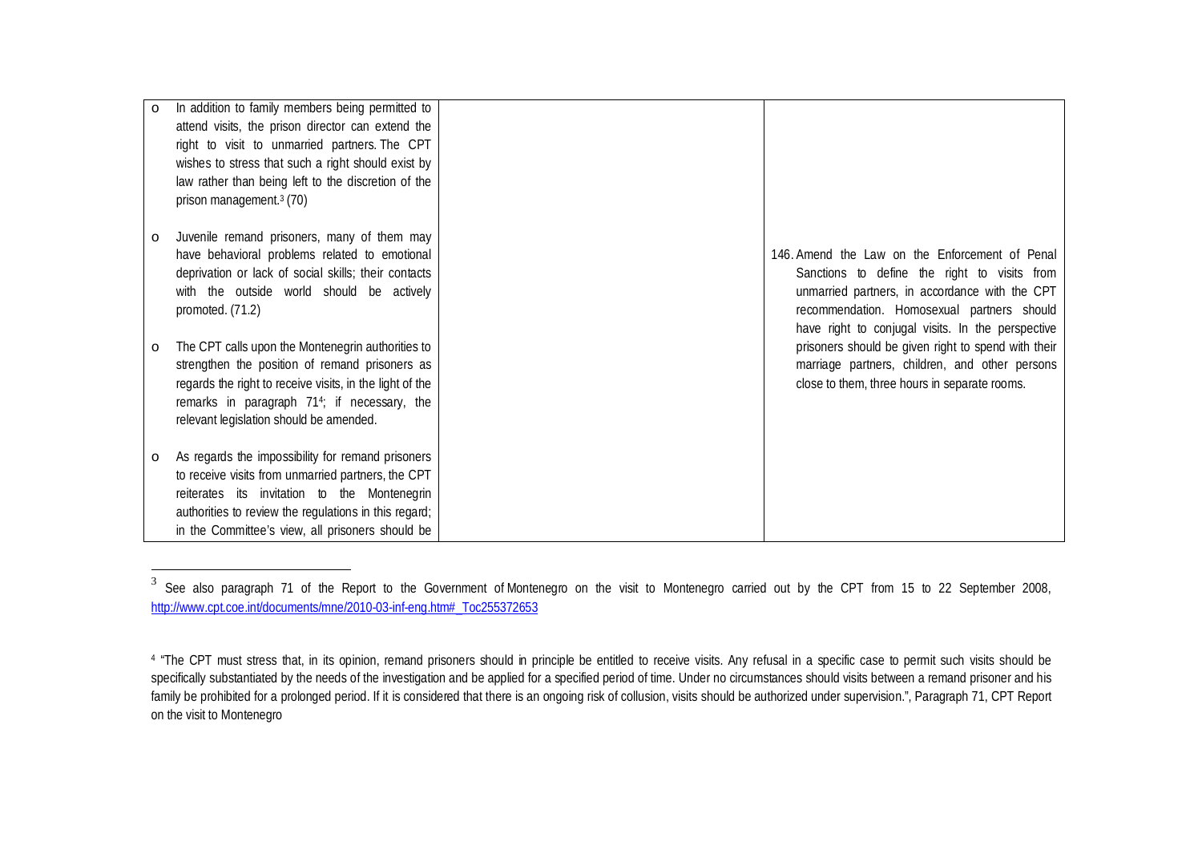| | | |
|---|---|---|
| o In addition to family members being permitted to attend visits, the prison director can extend the right to visit to unmarried partners. The CPT wishes to stress that such a right should exist by law rather than being left to the discretion of the prison management.[3] (70)<br><br>o Juvenile remand prisoners, many of them may have behavioral problems related to emotional deprivation or lack of social skills; their contacts with the outside world should be actively promoted. (71.2)<br><br>o The CPT calls upon the Montenegrin authorities to strengthen the position of remand prisoners as regards the right to receive visits, in the light of the remarks in paragraph 71[4]; if necessary, the relevant legislation should be amended.<br><br>o As regards the impossibility for remand prisoners to receive visits from unmarried partners, the CPT reiterates its invitation to the Montenegrin authorities to review the regulations in this regard; in the Committee's view, all prisoners should be | | 146. Amend the Law on the Enforcement of Penal Sanctions to define the right to visits from unmarried partners, in accordance with the CPT recommendation. Homosexual partners should have right to conjugal visits. In the perspective prisoners should be given right to spend with their marriage partners, children, and other persons close to them, three hours in separate rooms. |

[3] See also paragraph 71 of the Report to the Government of Montenegro on the visit to Montenegro carried out by the CPT from 15 to 22 September 2008, http://www.cpt.coe.int/documents/mne/2010-03-inf-eng.htm#_Toc255372653

[4] "The CPT must stress that, in its opinion, remand prisoners should in principle be entitled to receive visits. Any refusal in a specific case to permit such visits should be specifically substantiated by the needs of the investigation and be applied for a specified period of time. Under no circumstances should visits between a remand prisoner and his family be prohibited for a prolonged period. If it is considered that there is an ongoing risk of collusion, visits should be authorized under supervision.", Paragraph 71, CPT Report on the visit to Montenegro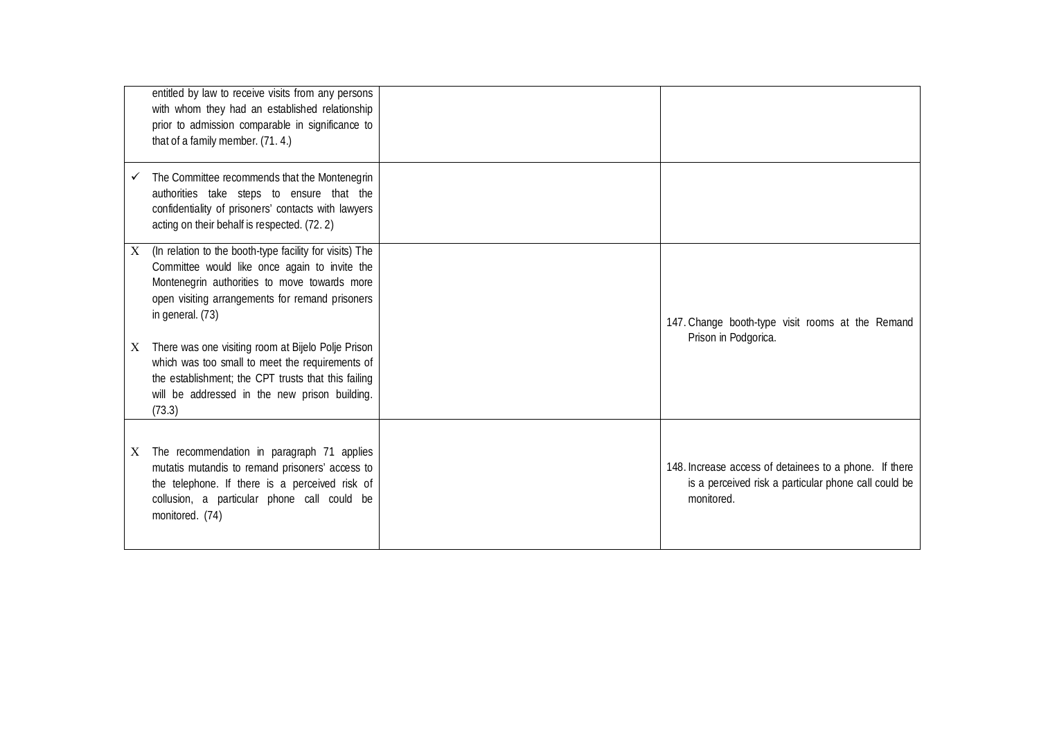| | | |
|---|---|---|
| entitled by law to receive visits from any persons with whom they had an established relationship prior to admission comparable in significance to that of a family member. (71. 4.) | | |
| ✓ The Committee recommends that the Montenegrin authorities take steps to ensure that the confidentiality of prisoners' contacts with lawyers acting on their behalf is respected. (72. 2) | | |
| X (In relation to the booth-type facility for visits) The Committee would like once again to invite the Montenegrin authorities to move towards more open visiting arrangements for remand prisoners in general. (73)<br><br>X There was one visiting room at Bijelo Polje Prison which was too small to meet the requirements of the establishment; the CPT trusts that this failing will be addressed in the new prison building. (73.3) | | 147. Change booth-type visit rooms at the Remand Prison in Podgorica. |
| X The recommendation in paragraph 71 applies mutatis mutandis to remand prisoners' access to the telephone. If there is a perceived risk of collusion, a particular phone call could be monitored. (74) | | 148. Increase access of detainees to a phone. If there is a perceived risk a particular phone call could be monitored. |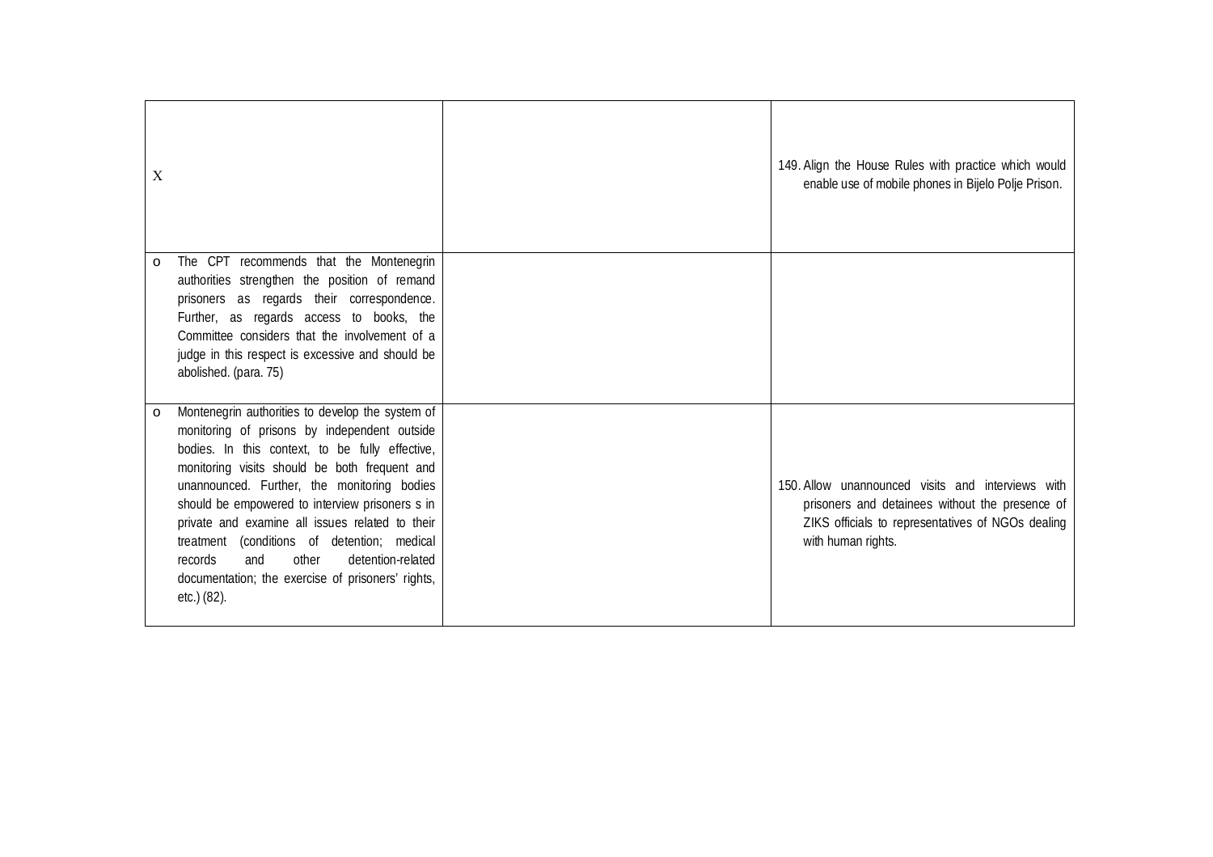| | | |
|---|---|---|
| X | | 149. Align the House Rules with practice which would enable use of mobile phones in Bijelo Polje Prison. |
| o The CPT recommends that the Montenegrin authorities strengthen the position of remand prisoners as regards their correspondence. Further, as regards access to books, the Committee considers that the involvement of a judge in this respect is excessive and should be abolished. (para. 75) | | |
| o Montenegrin authorities to develop the system of monitoring of prisons by independent outside bodies. In this context, to be fully effective, monitoring visits should be both frequent and unannounced. Further, the monitoring bodies should be empowered to interview prisoners s in private and examine all issues related to their treatment (conditions of detention; medical records and other detention-related documentation; the exercise of prisoners' rights, etc.) (82). | | 150. Allow unannounced visits and interviews with prisoners and detainees without the presence of ZIKS officials to representatives of NGOs dealing with human rights. |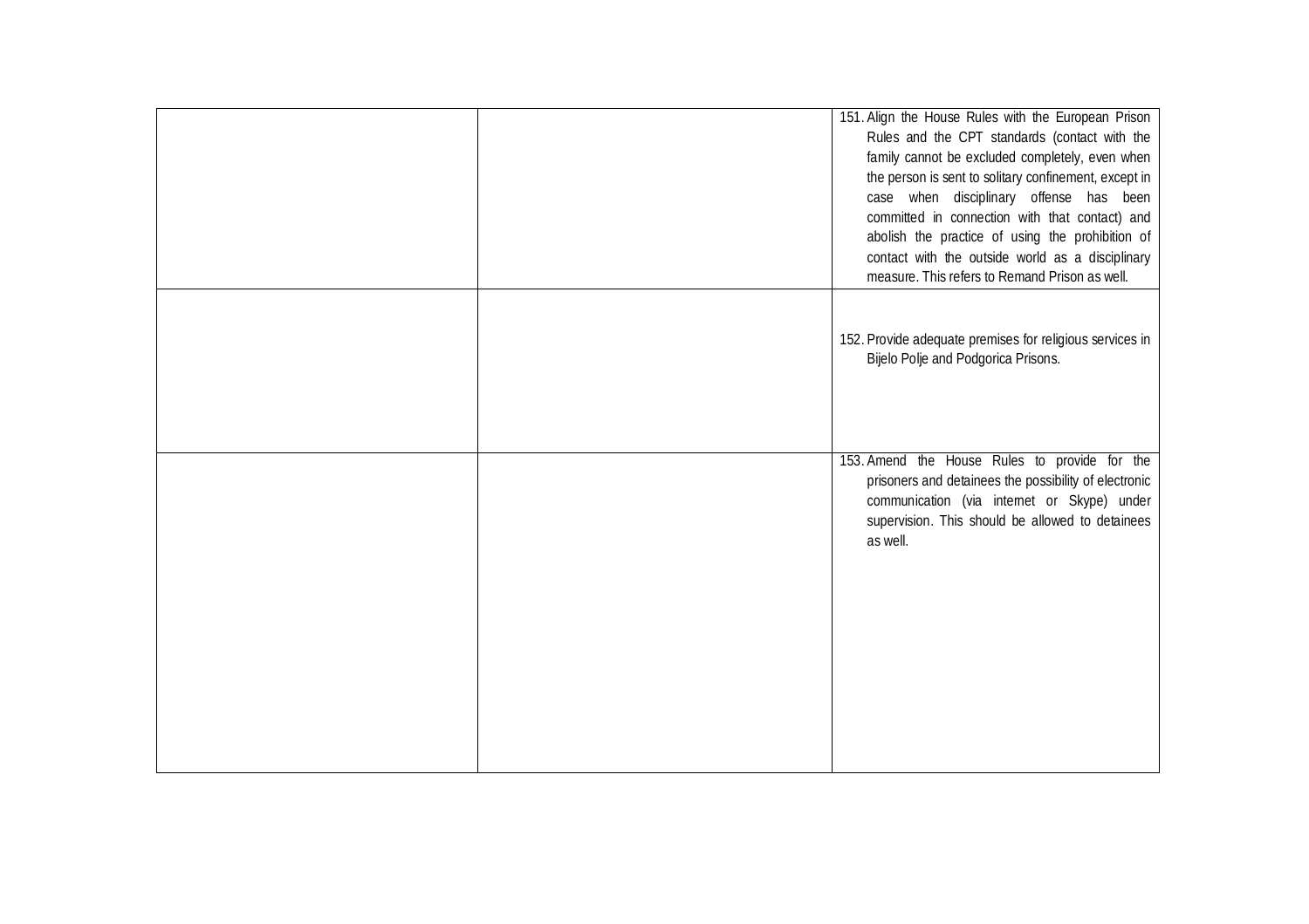| | | |
|---|---|---|
| | | 151. Align the House Rules with the European Prison Rules and the CPT standards (contact with the family cannot be excluded completely, even when the person is sent to solitary confinement, except in case when disciplinary offense has been committed in connection with that contact) and abolish the practice of using the prohibition of contact with the outside world as a disciplinary measure. This refers to Remand Prison as well. |
| | | 152. Provide adequate premises for religious services in Bijelo Polje and Podgorica Prisons. |
| | | 153. Amend the House Rules to provide for the prisoners and detainees the possibility of electronic communication (via internet or Skype) under supervision. This should be allowed to detainees as well. |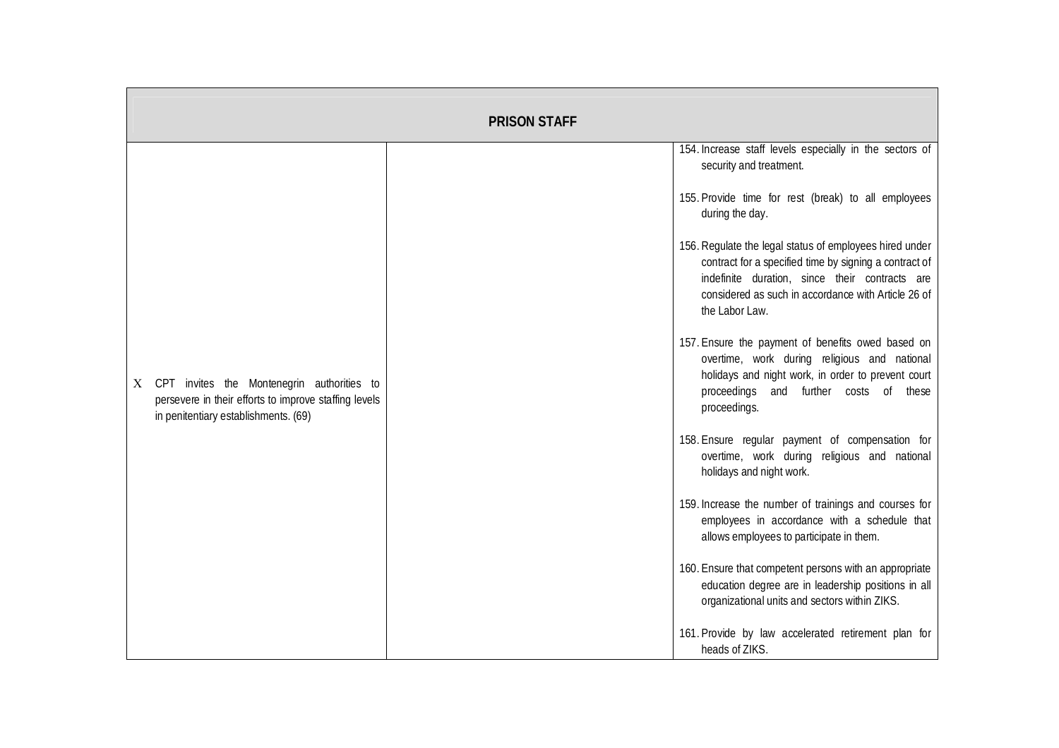| PRISON STAFF | | |
|---|---|---|
| X CPT invites the Montenegrin authorities to persevere in their efforts to improve staffing levels in penitentiary establishments. (69) | | 154. Increase staff levels especially in the sectors of security and treatment.<br><br>155. Provide time for rest (break) to all employees during the day.<br><br>156. Regulate the legal status of employees hired under contract for a specified time by signing a contract of indefinite duration, since their contracts are considered as such in accordance with Article 26 of the Labor Law.<br><br>157. Ensure the payment of benefits owed based on overtime, work during religious and national holidays and night work, in order to prevent court proceedings and further costs of these proceedings.<br><br>158. Ensure regular payment of compensation for overtime, work during religious and national holidays and night work.<br><br>159. Increase the number of trainings and courses for employees in accordance with a schedule that allows employees to participate in them.<br><br>160. Ensure that competent persons with an appropriate education degree are in leadership positions in all organizational units and sectors within ZIKS.<br><br>161. Provide by law accelerated retirement plan for heads of ZIKS. |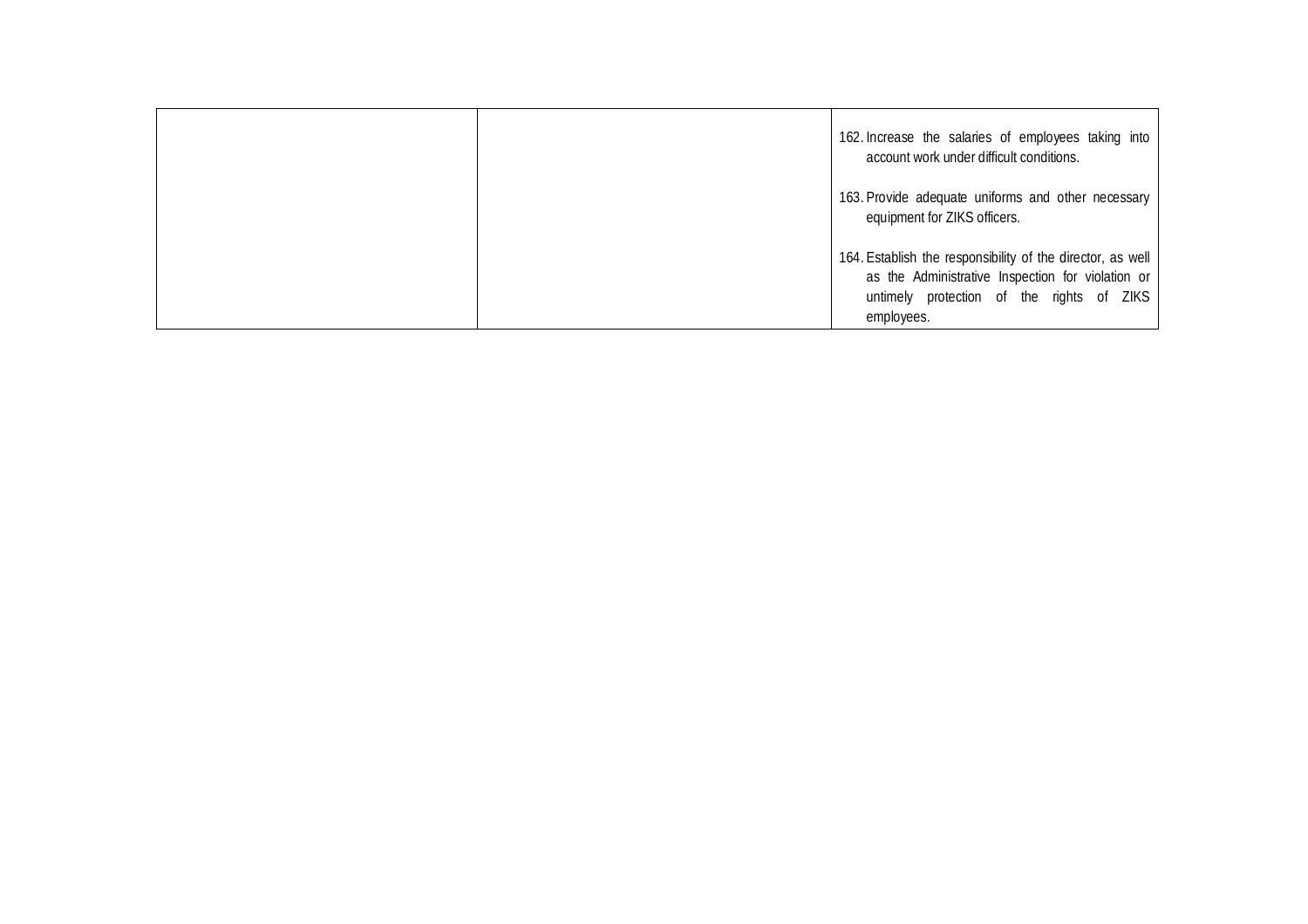| | | |
|---|---|---|
| | | 162. Increase the salaries of employees taking into account work under difficult conditions.<br><br>163. Provide adequate uniforms and other necessary equipment for ZIKS officers.<br><br>164. Establish the responsibility of the director, as well as the Administrative Inspection for violation or untimely protection of the rights of ZIKS employees. |